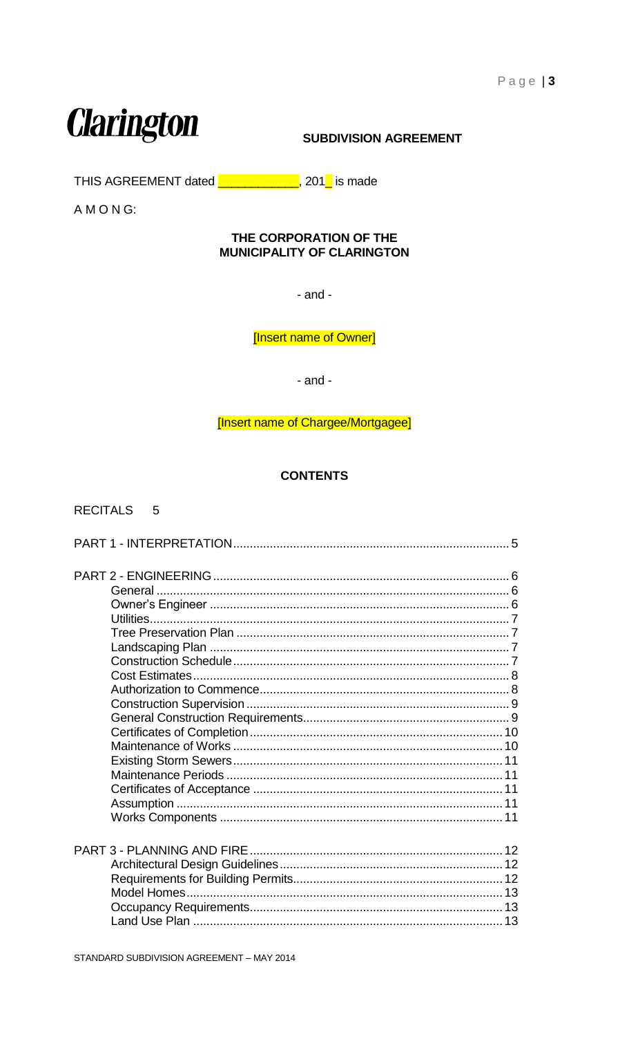# Clarington

## SUBDIVISION AGREEMENT

THIS AGREEMENT dated ___________, 201_ is made

A M O N G:

**THE CORPORATION OF THE MUNICIPALITY OF CLARINGTON**

- and -

[Insert name of Owner]

- and -

[Insert name of Chargee/Mortgagee]

### CONTENTS

| | |
|---|---|
| RECITALS | 5 |
| PART 1 - INTERPRETATION | 5 |
| PART 2 - ENGINEERING | 6 |
| General | 6 |
| Owner's Engineer | 6 |
| Utilities | 7 |
| Tree Preservation Plan | 7 |
| Landscaping Plan | 7 |
| Construction Schedule | 7 |
| Cost Estimates | 8 |
| Authorization to Commence | 8 |
| Construction Supervision | 9 |
| General Construction Requirements | 9 |
| Certificates of Completion | 10 |
| Maintenance of Works | 10 |
| Existing Storm Sewers | 11 |
| Maintenance Periods | 11 |
| Certificates of Acceptance | 11 |
| Assumption | 11 |
| Works Components | 11 |
| PART 3 - PLANNING AND FIRE | 12 |
| Architectural Design Guidelines | 12 |
| Requirements for Building Permits | 12 |
| Model Homes | 13 |
| Occupancy Requirements | 13 |
| Land Use Plan | 13 |

STANDARD SUBDIVISION AGREEMENT – MAY 2014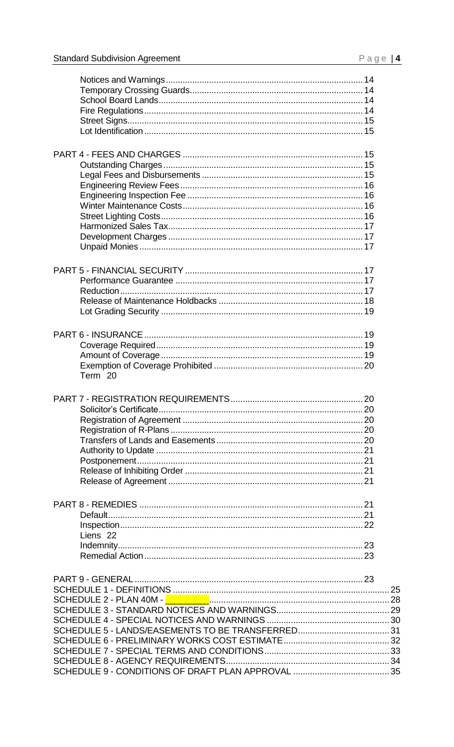| | |
|---|---|
| Notices and Warnings | 14 |
| Temporary Crossing Guards | 14 |
| School Board Lands | 14 |
| Fire Regulations | 14 |
| Street Signs | 15 |
| Lot Identification | 15 |
| | |
| PART 4 - FEES AND CHARGES | 15 |
| Outstanding Charges | 15 |
| Legal Fees and Disbursements | 15 |
| Engineering Review Fees | 16 |
| Engineering Inspection Fee | 16 |
| Winter Maintenance Costs | 16 |
| Street Lighting Costs | 16 |
| Harmonized Sales Tax | 17 |
| Development Charges | 17 |
| Unpaid Monies | 17 |
| | |
| PART 5 - FINANCIAL SECURITY | 17 |
| Performance Guarantee | 17 |
| Reduction | 17 |
| Release of Maintenance Holdbacks | 18 |
| Lot Grading Security | 19 |
| | |
| PART 6 - INSURANCE | 19 |
| Coverage Required | 19 |
| Amount of Coverage | 19 |
| Exemption of Coverage Prohibited | 20 |
| Term | 20 |
| | |
| PART 7 - REGISTRATION REQUIREMENTS | 20 |
| Solicitor's Certificate | 20 |
| Registration of Agreement | 20 |
| Registration of R-Plans | 20 |
| Transfers of Lands and Easements | 20 |
| Authority to Update | 21 |
| Postponement | 21 |
| Release of Inhibiting Order | 21 |
| Release of Agreement | 21 |
| | |
| PART 8 - REMEDIES | 21 |
| Default | 21 |
| Inspection | 22 |
| Liens | 22 |
| Indemnity | 23 |
| Remedial Action | 23 |
| | |
| PART 9 - GENERAL | 23 |
| SCHEDULE 1 - DEFINITIONS | 25 |
| SCHEDULE 2 - PLAN 40M - ________ | 28 |
| SCHEDULE 3 - STANDARD NOTICES AND WARNINGS | 29 |
| SCHEDULE 4 - SPECIAL NOTICES AND WARNINGS | 30 |
| SCHEDULE 5 - LANDS/EASEMENTS TO BE TRANSFERRED | 31 |
| SCHEDULE 6 - PRELIMINARY WORKS COST ESTIMATE | 32 |
| SCHEDULE 7 - SPECIAL TERMS AND CONDITIONS | 33 |
| SCHEDULE 8 - AGENCY REQUIREMENTS | 34 |
| SCHEDULE 9 - CONDITIONS OF DRAFT PLAN APPROVAL | 35 |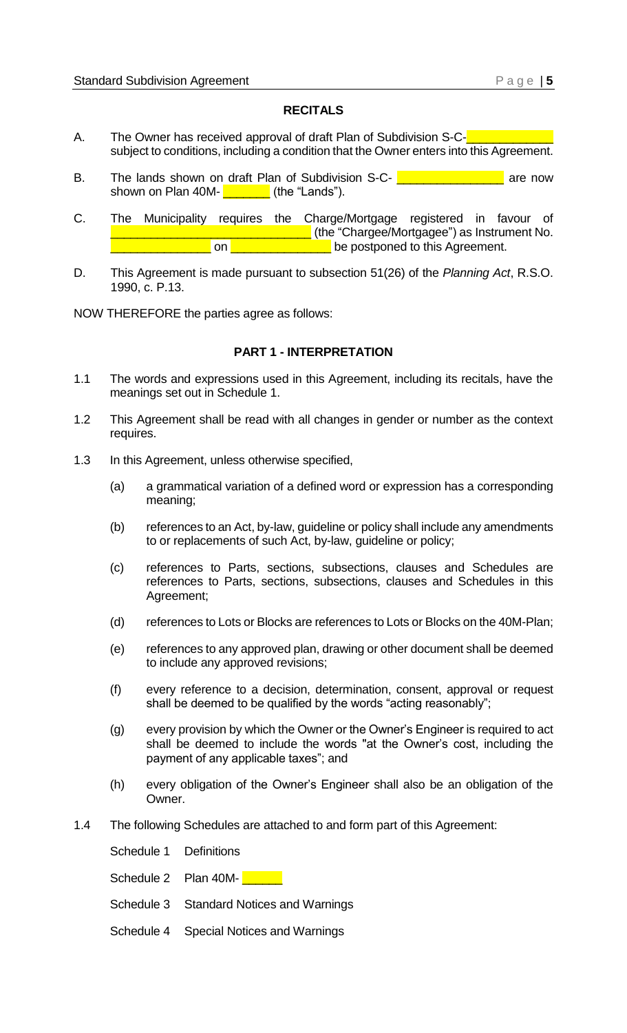## RECITALS

A. The Owner has received approval of draft Plan of Subdivision S-C-____________ subject to conditions, including a condition that the Owner enters into this Agreement.

B. The lands shown on draft Plan of Subdivision S-C- ______________ are now shown on Plan 40M- _______ (the "Lands").

C. The Municipality requires the Charge/Mortgage registered in favour of ____________________________ (the "Chargee/Mortgagee") as Instrument No. ______________ on ______________ be postponed to this Agreement.

D. This Agreement is made pursuant to subsection 51(26) of the *Planning Act*, R.S.O. 1990, c. P.13.

NOW THEREFORE the parties agree as follows:

## PART 1 - INTERPRETATION

1.1 The words and expressions used in this Agreement, including its recitals, have the meanings set out in Schedule 1.

1.2 This Agreement shall be read with all changes in gender or number as the context requires.

1.3 In this Agreement, unless otherwise specified,

(a) a grammatical variation of a defined word or expression has a corresponding meaning;

(b) references to an Act, by-law, guideline or policy shall include any amendments to or replacements of such Act, by-law, guideline or policy;

(c) references to Parts, sections, subsections, clauses and Schedules are references to Parts, sections, subsections, clauses and Schedules in this Agreement;

(d) references to Lots or Blocks are references to Lots or Blocks on the 40M-Plan;

(e) references to any approved plan, drawing or other document shall be deemed to include any approved revisions;

(f) every reference to a decision, determination, consent, approval or request shall be deemed to be qualified by the words "acting reasonably";

(g) every provision by which the Owner or the Owner's Engineer is required to act shall be deemed to include the words "at the Owner's cost, including the payment of any applicable taxes"; and

(h) every obligation of the Owner's Engineer shall also be an obligation of the Owner.

1.4 The following Schedules are attached to and form part of this Agreement:

Schedule 1 Definitions

Schedule 2 Plan 40M- ______

Schedule 3 Standard Notices and Warnings

Schedule 4 Special Notices and Warnings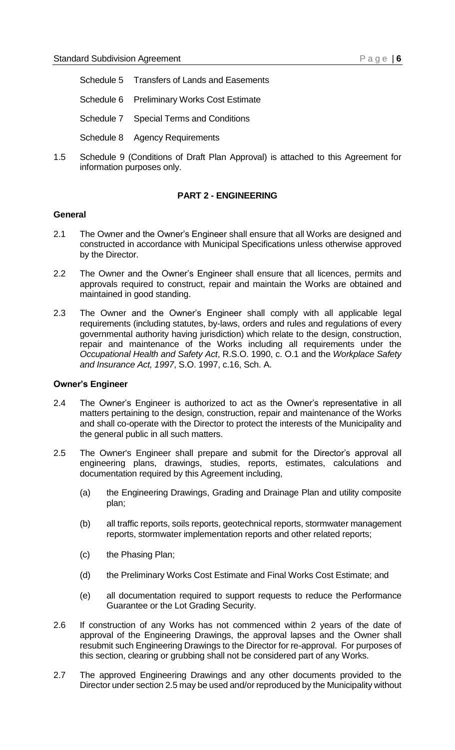Schedule 5 Transfers of Lands and Easements

Schedule 6 Preliminary Works Cost Estimate

Schedule 7 Special Terms and Conditions

Schedule 8 Agency Requirements

1.5 Schedule 9 (Conditions of Draft Plan Approval) is attached to this Agreement for information purposes only.

## PART 2 - ENGINEERING

### General

2.1 The Owner and the Owner's Engineer shall ensure that all Works are designed and constructed in accordance with Municipal Specifications unless otherwise approved by the Director.

2.2 The Owner and the Owner's Engineer shall ensure that all licences, permits and approvals required to construct, repair and maintain the Works are obtained and maintained in good standing.

2.3 The Owner and the Owner's Engineer shall comply with all applicable legal requirements (including statutes, by-laws, orders and rules and regulations of every governmental authority having jurisdiction) which relate to the design, construction, repair and maintenance of the Works including all requirements under the *Occupational Health and Safety Act*, R.S.O. 1990, c. O.1 and the *Workplace Safety and Insurance Act, 1997*, S.O. 1997, c.16, Sch. A.

### Owner's Engineer

2.4 The Owner's Engineer is authorized to act as the Owner's representative in all matters pertaining to the design, construction, repair and maintenance of the Works and shall co-operate with the Director to protect the interests of the Municipality and the general public in all such matters.

2.5 The Owner's Engineer shall prepare and submit for the Director's approval all engineering plans, drawings, studies, reports, estimates, calculations and documentation required by this Agreement including,

(a) the Engineering Drawings, Grading and Drainage Plan and utility composite plan;

(b) all traffic reports, soils reports, geotechnical reports, stormwater management reports, stormwater implementation reports and other related reports;

(c) the Phasing Plan;

(d) the Preliminary Works Cost Estimate and Final Works Cost Estimate; and

(e) all documentation required to support requests to reduce the Performance Guarantee or the Lot Grading Security.

2.6 If construction of any Works has not commenced within 2 years of the date of approval of the Engineering Drawings, the approval lapses and the Owner shall resubmit such Engineering Drawings to the Director for re-approval. For purposes of this section, clearing or grubbing shall not be considered part of any Works.

2.7 The approved Engineering Drawings and any other documents provided to the Director under section 2.5 may be used and/or reproduced by the Municipality without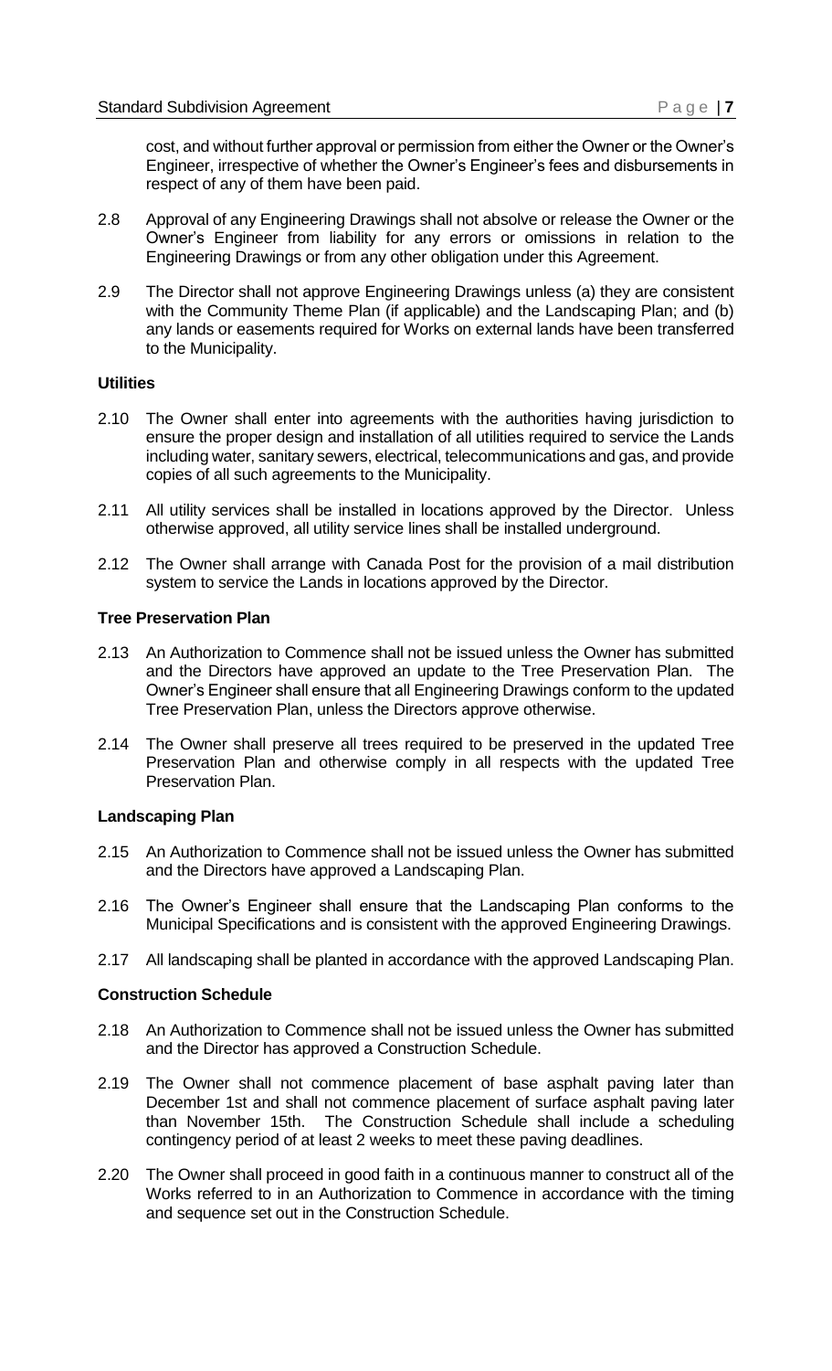cost, and without further approval or permission from either the Owner or the Owner's Engineer, irrespective of whether the Owner's Engineer's fees and disbursements in respect of any of them have been paid.

2.8 Approval of any Engineering Drawings shall not absolve or release the Owner or the Owner's Engineer from liability for any errors or omissions in relation to the Engineering Drawings or from any other obligation under this Agreement.

2.9 The Director shall not approve Engineering Drawings unless (a) they are consistent with the Community Theme Plan (if applicable) and the Landscaping Plan; and (b) any lands or easements required for Works on external lands have been transferred to the Municipality.

**Utilities**

2.10 The Owner shall enter into agreements with the authorities having jurisdiction to ensure the proper design and installation of all utilities required to service the Lands including water, sanitary sewers, electrical, telecommunications and gas, and provide copies of all such agreements to the Municipality.

2.11 All utility services shall be installed in locations approved by the Director. Unless otherwise approved, all utility service lines shall be installed underground.

2.12 The Owner shall arrange with Canada Post for the provision of a mail distribution system to service the Lands in locations approved by the Director.

**Tree Preservation Plan**

2.13 An Authorization to Commence shall not be issued unless the Owner has submitted and the Directors have approved an update to the Tree Preservation Plan. The Owner's Engineer shall ensure that all Engineering Drawings conform to the updated Tree Preservation Plan, unless the Directors approve otherwise.

2.14 The Owner shall preserve all trees required to be preserved in the updated Tree Preservation Plan and otherwise comply in all respects with the updated Tree Preservation Plan.

**Landscaping Plan**

2.15 An Authorization to Commence shall not be issued unless the Owner has submitted and the Directors have approved a Landscaping Plan.

2.16 The Owner's Engineer shall ensure that the Landscaping Plan conforms to the Municipal Specifications and is consistent with the approved Engineering Drawings.

2.17 All landscaping shall be planted in accordance with the approved Landscaping Plan.

**Construction Schedule**

2.18 An Authorization to Commence shall not be issued unless the Owner has submitted and the Director has approved a Construction Schedule.

2.19 The Owner shall not commence placement of base asphalt paving later than December 1st and shall not commence placement of surface asphalt paving later than November 15th. The Construction Schedule shall include a scheduling contingency period of at least 2 weeks to meet these paving deadlines.

2.20 The Owner shall proceed in good faith in a continuous manner to construct all of the Works referred to in an Authorization to Commence in accordance with the timing and sequence set out in the Construction Schedule.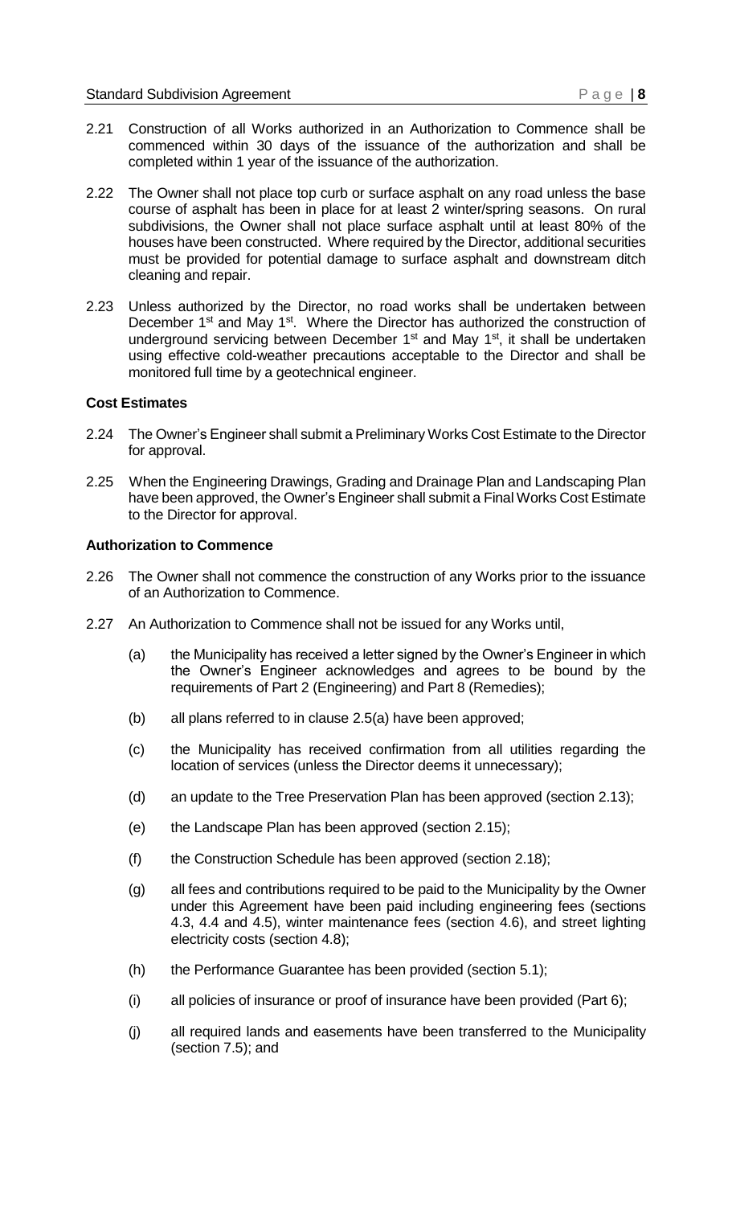2.21 Construction of all Works authorized in an Authorization to Commence shall be commenced within 30 days of the issuance of the authorization and shall be completed within 1 year of the issuance of the authorization.

2.22 The Owner shall not place top curb or surface asphalt on any road unless the base course of asphalt has been in place for at least 2 winter/spring seasons. On rural subdivisions, the Owner shall not place surface asphalt until at least 80% of the houses have been constructed. Where required by the Director, additional securities must be provided for potential damage to surface asphalt and downstream ditch cleaning and repair.

2.23 Unless authorized by the Director, no road works shall be undertaken between December 1st and May 1st. Where the Director has authorized the construction of underground servicing between December 1st and May 1st, it shall be undertaken using effective cold-weather precautions acceptable to the Director and shall be monitored full time by a geotechnical engineer.

**Cost Estimates**

2.24 The Owner's Engineer shall submit a Preliminary Works Cost Estimate to the Director for approval.

2.25 When the Engineering Drawings, Grading and Drainage Plan and Landscaping Plan have been approved, the Owner's Engineer shall submit a Final Works Cost Estimate to the Director for approval.

**Authorization to Commence**

2.26 The Owner shall not commence the construction of any Works prior to the issuance of an Authorization to Commence.

2.27 An Authorization to Commence shall not be issued for any Works until,

(a) the Municipality has received a letter signed by the Owner's Engineer in which the Owner's Engineer acknowledges and agrees to be bound by the requirements of Part 2 (Engineering) and Part 8 (Remedies);

(b) all plans referred to in clause 2.5(a) have been approved;

(c) the Municipality has received confirmation from all utilities regarding the location of services (unless the Director deems it unnecessary);

(d) an update to the Tree Preservation Plan has been approved (section 2.13);

(e) the Landscape Plan has been approved (section 2.15);

(f) the Construction Schedule has been approved (section 2.18);

(g) all fees and contributions required to be paid to the Municipality by the Owner under this Agreement have been paid including engineering fees (sections 4.3, 4.4 and 4.5), winter maintenance fees (section 4.6), and street lighting electricity costs (section 4.8);

(h) the Performance Guarantee has been provided (section 5.1);

(i) all policies of insurance or proof of insurance have been provided (Part 6);

(j) all required lands and easements have been transferred to the Municipality (section 7.5); and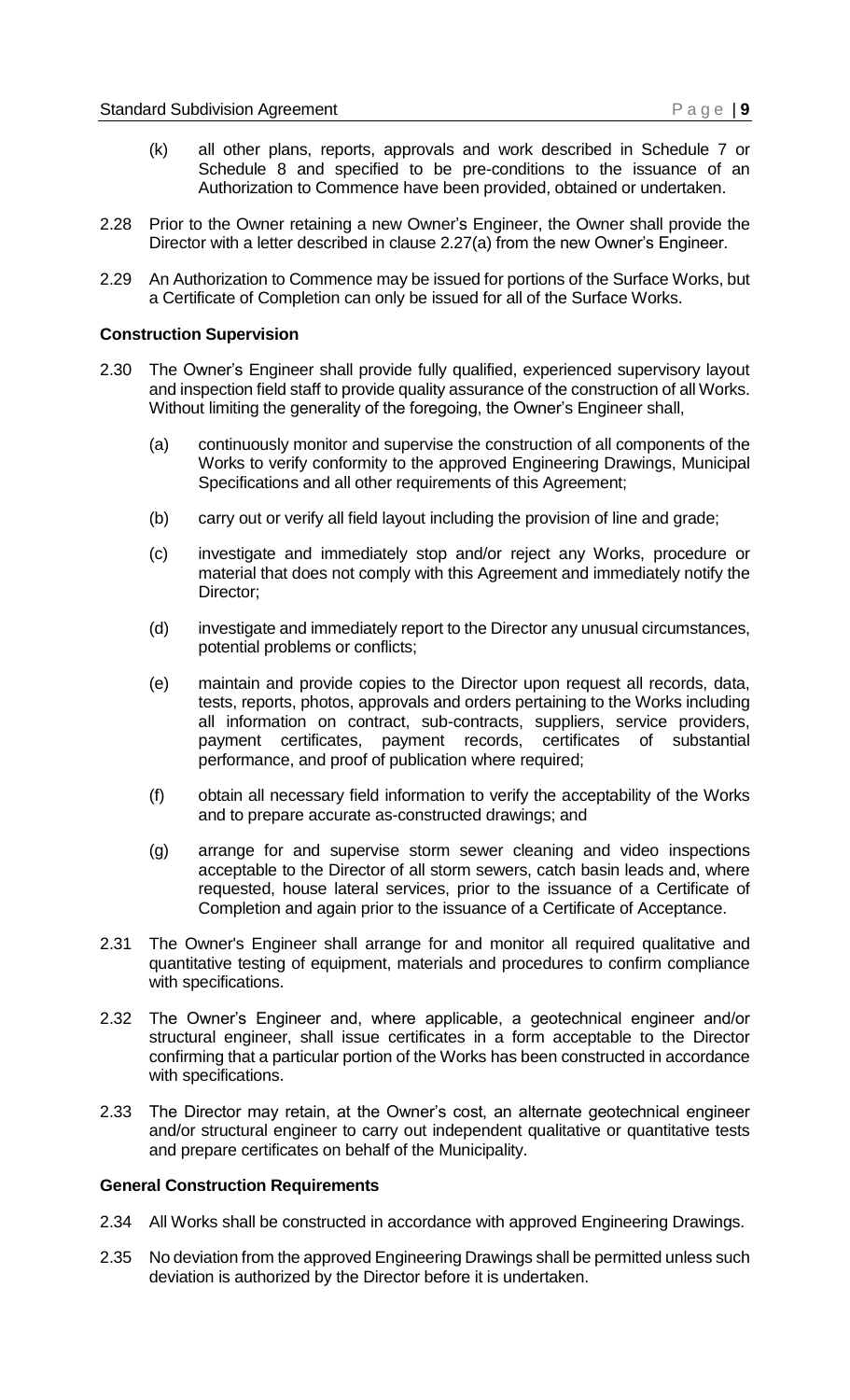(k) all other plans, reports, approvals and work described in Schedule 7 or Schedule 8 and specified to be pre-conditions to the issuance of an Authorization to Commence have been provided, obtained or undertaken.

2.28 Prior to the Owner retaining a new Owner's Engineer, the Owner shall provide the Director with a letter described in clause 2.27(a) from the new Owner's Engineer.

2.29 An Authorization to Commence may be issued for portions of the Surface Works, but a Certificate of Completion can only be issued for all of the Surface Works.

**Construction Supervision**

2.30 The Owner's Engineer shall provide fully qualified, experienced supervisory layout and inspection field staff to provide quality assurance of the construction of all Works. Without limiting the generality of the foregoing, the Owner's Engineer shall,

(a) continuously monitor and supervise the construction of all components of the Works to verify conformity to the approved Engineering Drawings, Municipal Specifications and all other requirements of this Agreement;

(b) carry out or verify all field layout including the provision of line and grade;

(c) investigate and immediately stop and/or reject any Works, procedure or material that does not comply with this Agreement and immediately notify the Director;

(d) investigate and immediately report to the Director any unusual circumstances, potential problems or conflicts;

(e) maintain and provide copies to the Director upon request all records, data, tests, reports, photos, approvals and orders pertaining to the Works including all information on contract, sub-contracts, suppliers, service providers, payment certificates, payment records, certificates of substantial performance, and proof of publication where required;

(f) obtain all necessary field information to verify the acceptability of the Works and to prepare accurate as-constructed drawings; and

(g) arrange for and supervise storm sewer cleaning and video inspections acceptable to the Director of all storm sewers, catch basin leads and, where requested, house lateral services, prior to the issuance of a Certificate of Completion and again prior to the issuance of a Certificate of Acceptance.

2.31 The Owner's Engineer shall arrange for and monitor all required qualitative and quantitative testing of equipment, materials and procedures to confirm compliance with specifications.

2.32 The Owner's Engineer and, where applicable, a geotechnical engineer and/or structural engineer, shall issue certificates in a form acceptable to the Director confirming that a particular portion of the Works has been constructed in accordance with specifications.

2.33 The Director may retain, at the Owner's cost, an alternate geotechnical engineer and/or structural engineer to carry out independent qualitative or quantitative tests and prepare certificates on behalf of the Municipality.

**General Construction Requirements**

2.34 All Works shall be constructed in accordance with approved Engineering Drawings.

2.35 No deviation from the approved Engineering Drawings shall be permitted unless such deviation is authorized by the Director before it is undertaken.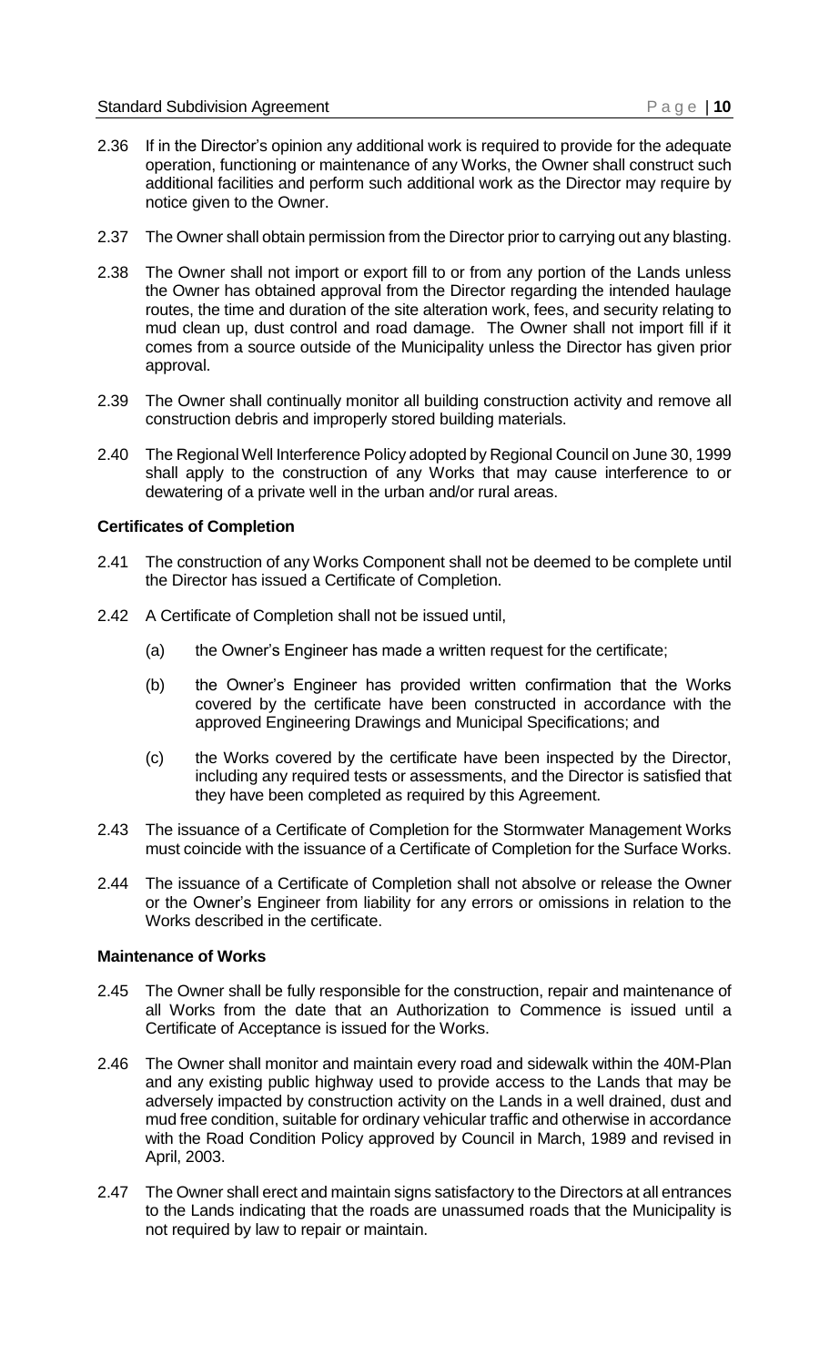2.36 If in the Director's opinion any additional work is required to provide for the adequate operation, functioning or maintenance of any Works, the Owner shall construct such additional facilities and perform such additional work as the Director may require by notice given to the Owner.

2.37 The Owner shall obtain permission from the Director prior to carrying out any blasting.

2.38 The Owner shall not import or export fill to or from any portion of the Lands unless the Owner has obtained approval from the Director regarding the intended haulage routes, the time and duration of the site alteration work, fees, and security relating to mud clean up, dust control and road damage. The Owner shall not import fill if it comes from a source outside of the Municipality unless the Director has given prior approval.

2.39 The Owner shall continually monitor all building construction activity and remove all construction debris and improperly stored building materials.

2.40 The Regional Well Interference Policy adopted by Regional Council on June 30, 1999 shall apply to the construction of any Works that may cause interference to or dewatering of a private well in the urban and/or rural areas.

**Certificates of Completion**

2.41 The construction of any Works Component shall not be deemed to be complete until the Director has issued a Certificate of Completion.

2.42 A Certificate of Completion shall not be issued until,

(a) the Owner's Engineer has made a written request for the certificate;

(b) the Owner's Engineer has provided written confirmation that the Works covered by the certificate have been constructed in accordance with the approved Engineering Drawings and Municipal Specifications; and

(c) the Works covered by the certificate have been inspected by the Director, including any required tests or assessments, and the Director is satisfied that they have been completed as required by this Agreement.

2.43 The issuance of a Certificate of Completion for the Stormwater Management Works must coincide with the issuance of a Certificate of Completion for the Surface Works.

2.44 The issuance of a Certificate of Completion shall not absolve or release the Owner or the Owner's Engineer from liability for any errors or omissions in relation to the Works described in the certificate.

**Maintenance of Works**

2.45 The Owner shall be fully responsible for the construction, repair and maintenance of all Works from the date that an Authorization to Commence is issued until a Certificate of Acceptance is issued for the Works.

2.46 The Owner shall monitor and maintain every road and sidewalk within the 40M-Plan and any existing public highway used to provide access to the Lands that may be adversely impacted by construction activity on the Lands in a well drained, dust and mud free condition, suitable for ordinary vehicular traffic and otherwise in accordance with the Road Condition Policy approved by Council in March, 1989 and revised in April, 2003.

2.47 The Owner shall erect and maintain signs satisfactory to the Directors at all entrances to the Lands indicating that the roads are unassumed roads that the Municipality is not required by law to repair or maintain.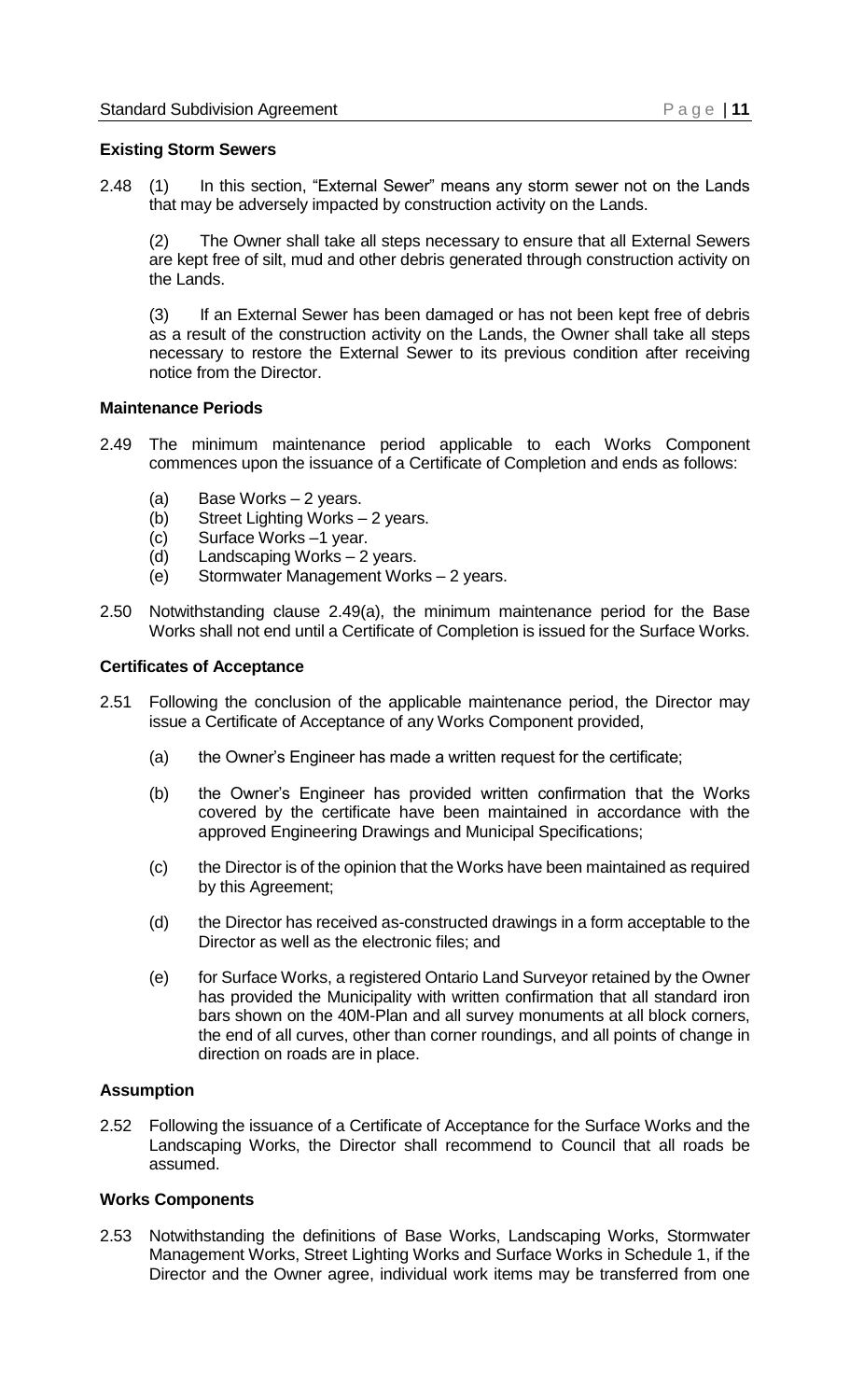### Existing Storm Sewers

2.48 (1) In this section, "External Sewer" means any storm sewer not on the Lands that may be adversely impacted by construction activity on the Lands.

(2) The Owner shall take all steps necessary to ensure that all External Sewers are kept free of silt, mud and other debris generated through construction activity on the Lands.

(3) If an External Sewer has been damaged or has not been kept free of debris as a result of the construction activity on the Lands, the Owner shall take all steps necessary to restore the External Sewer to its previous condition after receiving notice from the Director.

### Maintenance Periods

2.49 The minimum maintenance period applicable to each Works Component commences upon the issuance of a Certificate of Completion and ends as follows:

(a) Base Works – 2 years.
(b) Street Lighting Works – 2 years.
(c) Surface Works –1 year.
(d) Landscaping Works – 2 years.
(e) Stormwater Management Works – 2 years.

2.50 Notwithstanding clause 2.49(a), the minimum maintenance period for the Base Works shall not end until a Certificate of Completion is issued for the Surface Works.

### Certificates of Acceptance

2.51 Following the conclusion of the applicable maintenance period, the Director may issue a Certificate of Acceptance of any Works Component provided,

(a) the Owner's Engineer has made a written request for the certificate;

(b) the Owner's Engineer has provided written confirmation that the Works covered by the certificate have been maintained in accordance with the approved Engineering Drawings and Municipal Specifications;

(c) the Director is of the opinion that the Works have been maintained as required by this Agreement;

(d) the Director has received as-constructed drawings in a form acceptable to the Director as well as the electronic files; and

(e) for Surface Works, a registered Ontario Land Surveyor retained by the Owner has provided the Municipality with written confirmation that all standard iron bars shown on the 40M-Plan and all survey monuments at all block corners, the end of all curves, other than corner roundings, and all points of change in direction on roads are in place.

### Assumption

2.52 Following the issuance of a Certificate of Acceptance for the Surface Works and the Landscaping Works, the Director shall recommend to Council that all roads be assumed.

### Works Components

2.53 Notwithstanding the definitions of Base Works, Landscaping Works, Stormwater Management Works, Street Lighting Works and Surface Works in Schedule 1, if the Director and the Owner agree, individual work items may be transferred from one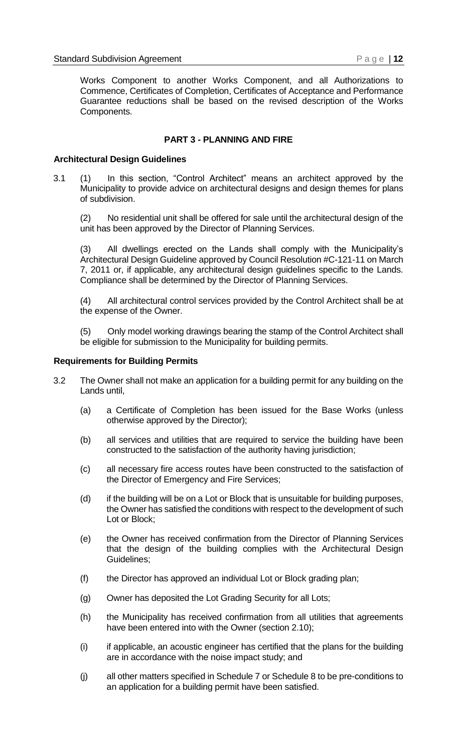Works Component to another Works Component, and all Authorizations to Commence, Certificates of Completion, Certificates of Acceptance and Performance Guarantee reductions shall be based on the revised description of the Works Components.

## PART 3 - PLANNING AND FIRE

### Architectural Design Guidelines

3.1 (1) In this section, "Control Architect" means an architect approved by the Municipality to provide advice on architectural designs and design themes for plans of subdivision.

(2) No residential unit shall be offered for sale until the architectural design of the unit has been approved by the Director of Planning Services.

(3) All dwellings erected on the Lands shall comply with the Municipality's Architectural Design Guideline approved by Council Resolution #C-121-11 on March 7, 2011 or, if applicable, any architectural design guidelines specific to the Lands. Compliance shall be determined by the Director of Planning Services.

(4) All architectural control services provided by the Control Architect shall be at the expense of the Owner.

(5) Only model working drawings bearing the stamp of the Control Architect shall be eligible for submission to the Municipality for building permits.

### Requirements for Building Permits

3.2 The Owner shall not make an application for a building permit for any building on the Lands until,

(a) a Certificate of Completion has been issued for the Base Works (unless otherwise approved by the Director);

(b) all services and utilities that are required to service the building have been constructed to the satisfaction of the authority having jurisdiction;

(c) all necessary fire access routes have been constructed to the satisfaction of the Director of Emergency and Fire Services;

(d) if the building will be on a Lot or Block that is unsuitable for building purposes, the Owner has satisfied the conditions with respect to the development of such Lot or Block;

(e) the Owner has received confirmation from the Director of Planning Services that the design of the building complies with the Architectural Design Guidelines;

(f) the Director has approved an individual Lot or Block grading plan;

(g) Owner has deposited the Lot Grading Security for all Lots;

(h) the Municipality has received confirmation from all utilities that agreements have been entered into with the Owner (section 2.10);

(i) if applicable, an acoustic engineer has certified that the plans for the building are in accordance with the noise impact study; and

(j) all other matters specified in Schedule 7 or Schedule 8 to be pre-conditions to an application for a building permit have been satisfied.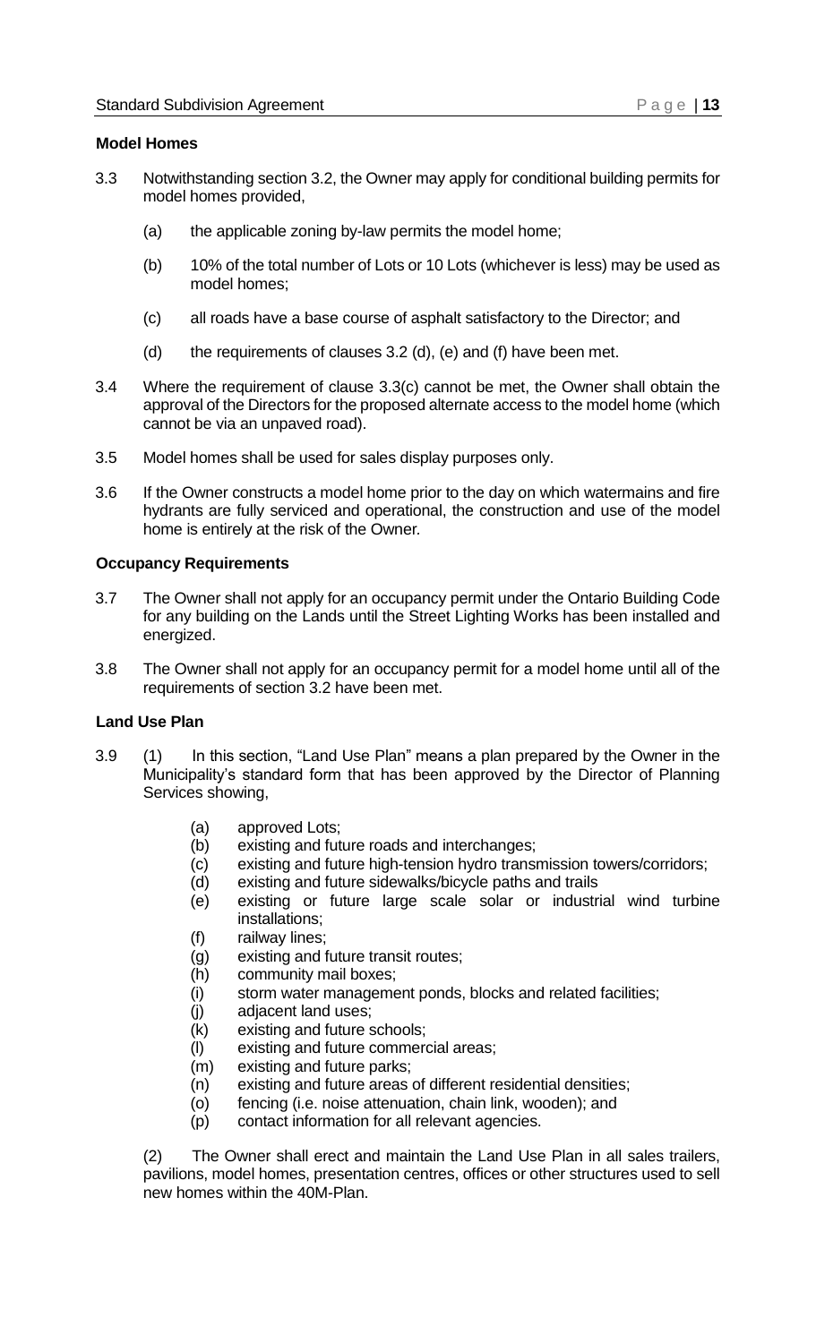**Model Homes**

3.3 Notwithstanding section 3.2, the Owner may apply for conditional building permits for model homes provided,

(a) the applicable zoning by-law permits the model home;

(b) 10% of the total number of Lots or 10 Lots (whichever is less) may be used as model homes;

(c) all roads have a base course of asphalt satisfactory to the Director; and

(d) the requirements of clauses 3.2 (d), (e) and (f) have been met.

3.4 Where the requirement of clause 3.3(c) cannot be met, the Owner shall obtain the approval of the Directors for the proposed alternate access to the model home (which cannot be via an unpaved road).

3.5 Model homes shall be used for sales display purposes only.

3.6 If the Owner constructs a model home prior to the day on which watermains and fire hydrants are fully serviced and operational, the construction and use of the model home is entirely at the risk of the Owner.

**Occupancy Requirements**

3.7 The Owner shall not apply for an occupancy permit under the Ontario Building Code for any building on the Lands until the Street Lighting Works has been installed and energized.

3.8 The Owner shall not apply for an occupancy permit for a model home until all of the requirements of section 3.2 have been met.

**Land Use Plan**

3.9 (1) In this section, "Land Use Plan" means a plan prepared by the Owner in the Municipality's standard form that has been approved by the Director of Planning Services showing,

(a) approved Lots;
(b) existing and future roads and interchanges;
(c) existing and future high-tension hydro transmission towers/corridors;
(d) existing and future sidewalks/bicycle paths and trails
(e) existing or future large scale solar or industrial wind turbine installations;
(f) railway lines;
(g) existing and future transit routes;
(h) community mail boxes;
(i) storm water management ponds, blocks and related facilities;
(j) adjacent land uses;
(k) existing and future schools;
(l) existing and future commercial areas;
(m) existing and future parks;
(n) existing and future areas of different residential densities;
(o) fencing (i.e. noise attenuation, chain link, wooden); and
(p) contact information for all relevant agencies.

(2) The Owner shall erect and maintain the Land Use Plan in all sales trailers, pavilions, model homes, presentation centres, offices or other structures used to sell new homes within the 40M-Plan.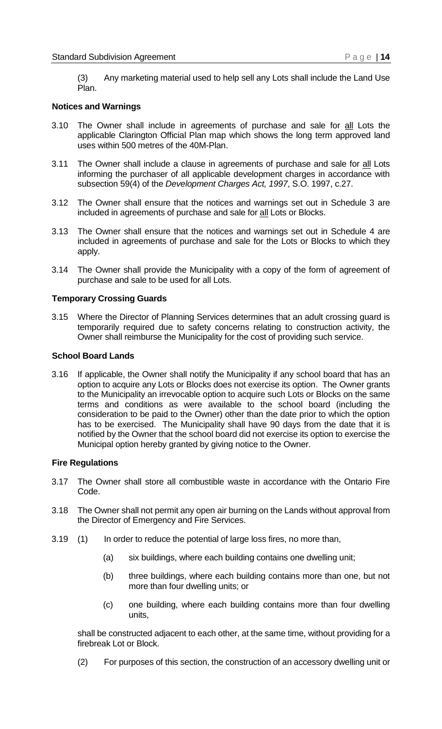(3) Any marketing material used to help sell any Lots shall include the Land Use Plan.

**Notices and Warnings**

3.10 The Owner shall include in agreements of purchase and sale for all Lots the applicable Clarington Official Plan map which shows the long term approved land uses within 500 metres of the 40M-Plan.

3.11 The Owner shall include a clause in agreements of purchase and sale for all Lots informing the purchaser of all applicable development charges in accordance with subsection 59(4) of the *Development Charges Act, 1997*, S.O. 1997, c.27.

3.12 The Owner shall ensure that the notices and warnings set out in Schedule 3 are included in agreements of purchase and sale for all Lots or Blocks.

3.13 The Owner shall ensure that the notices and warnings set out in Schedule 4 are included in agreements of purchase and sale for the Lots or Blocks to which they apply.

3.14 The Owner shall provide the Municipality with a copy of the form of agreement of purchase and sale to be used for all Lots.

**Temporary Crossing Guards**

3.15 Where the Director of Planning Services determines that an adult crossing guard is temporarily required due to safety concerns relating to construction activity, the Owner shall reimburse the Municipality for the cost of providing such service.

**School Board Lands**

3.16 If applicable, the Owner shall notify the Municipality if any school board that has an option to acquire any Lots or Blocks does not exercise its option. The Owner grants to the Municipality an irrevocable option to acquire such Lots or Blocks on the same terms and conditions as were available to the school board (including the consideration to be paid to the Owner) other than the date prior to which the option has to be exercised. The Municipality shall have 90 days from the date that it is notified by the Owner that the school board did not exercise its option to exercise the Municipal option hereby granted by giving notice to the Owner.

**Fire Regulations**

3.17 The Owner shall store all combustible waste in accordance with the Ontario Fire Code.

3.18 The Owner shall not permit any open air burning on the Lands without approval from the Director of Emergency and Fire Services.

3.19 (1) In order to reduce the potential of large loss fires, no more than,

(a) six buildings, where each building contains one dwelling unit;

(b) three buildings, where each building contains more than one, but not more than four dwelling units; or

(c) one building, where each building contains more than four dwelling units,

shall be constructed adjacent to each other, at the same time, without providing for a firebreak Lot or Block.

(2) For purposes of this section, the construction of an accessory dwelling unit or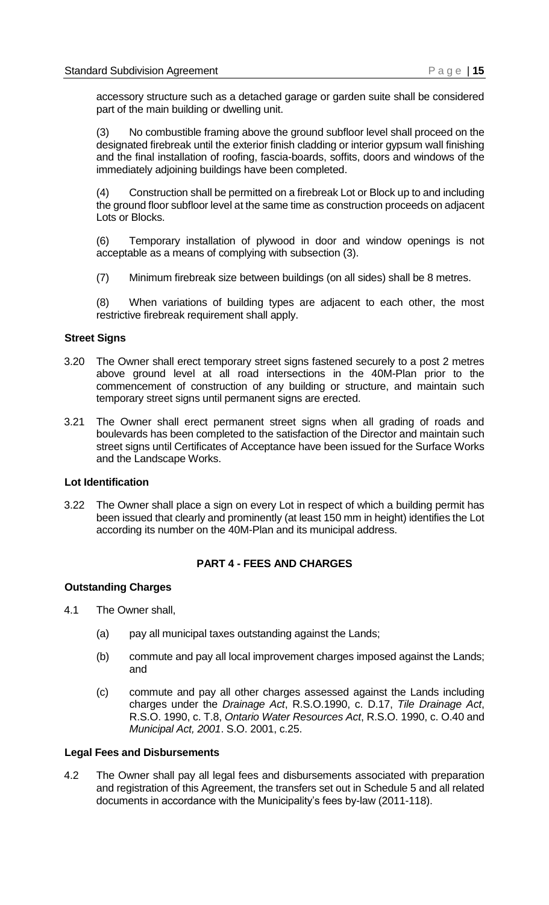accessory structure such as a detached garage or garden suite shall be considered part of the main building or dwelling unit.

(3) No combustible framing above the ground subfloor level shall proceed on the designated firebreak until the exterior finish cladding or interior gypsum wall finishing and the final installation of roofing, fascia-boards, soffits, doors and windows of the immediately adjoining buildings have been completed.

(4) Construction shall be permitted on a firebreak Lot or Block up to and including the ground floor subfloor level at the same time as construction proceeds on adjacent Lots or Blocks.

(6) Temporary installation of plywood in door and window openings is not acceptable as a means of complying with subsection (3).

(7) Minimum firebreak size between buildings (on all sides) shall be 8 metres.

(8) When variations of building types are adjacent to each other, the most restrictive firebreak requirement shall apply.

**Street Signs**

3.20 The Owner shall erect temporary street signs fastened securely to a post 2 metres above ground level at all road intersections in the 40M-Plan prior to the commencement of construction of any building or structure, and maintain such temporary street signs until permanent signs are erected.

3.21 The Owner shall erect permanent street signs when all grading of roads and boulevards has been completed to the satisfaction of the Director and maintain such street signs until Certificates of Acceptance have been issued for the Surface Works and the Landscape Works.

**Lot Identification**

3.22 The Owner shall place a sign on every Lot in respect of which a building permit has been issued that clearly and prominently (at least 150 mm in height) identifies the Lot according its number on the 40M-Plan and its municipal address.

## PART 4 - FEES AND CHARGES

**Outstanding Charges**

4.1 The Owner shall,

(a) pay all municipal taxes outstanding against the Lands;

(b) commute and pay all local improvement charges imposed against the Lands; and

(c) commute and pay all other charges assessed against the Lands including charges under the *Drainage Act*, R.S.O.1990, c. D.17, *Tile Drainage Act*, R.S.O. 1990, c. T.8, *Ontario Water Resources Act*, R.S.O. 1990, c. O.40 and *Municipal Act, 2001*. S.O. 2001, c.25.

**Legal Fees and Disbursements**

4.2 The Owner shall pay all legal fees and disbursements associated with preparation and registration of this Agreement, the transfers set out in Schedule 5 and all related documents in accordance with the Municipality's fees by-law (2011-118).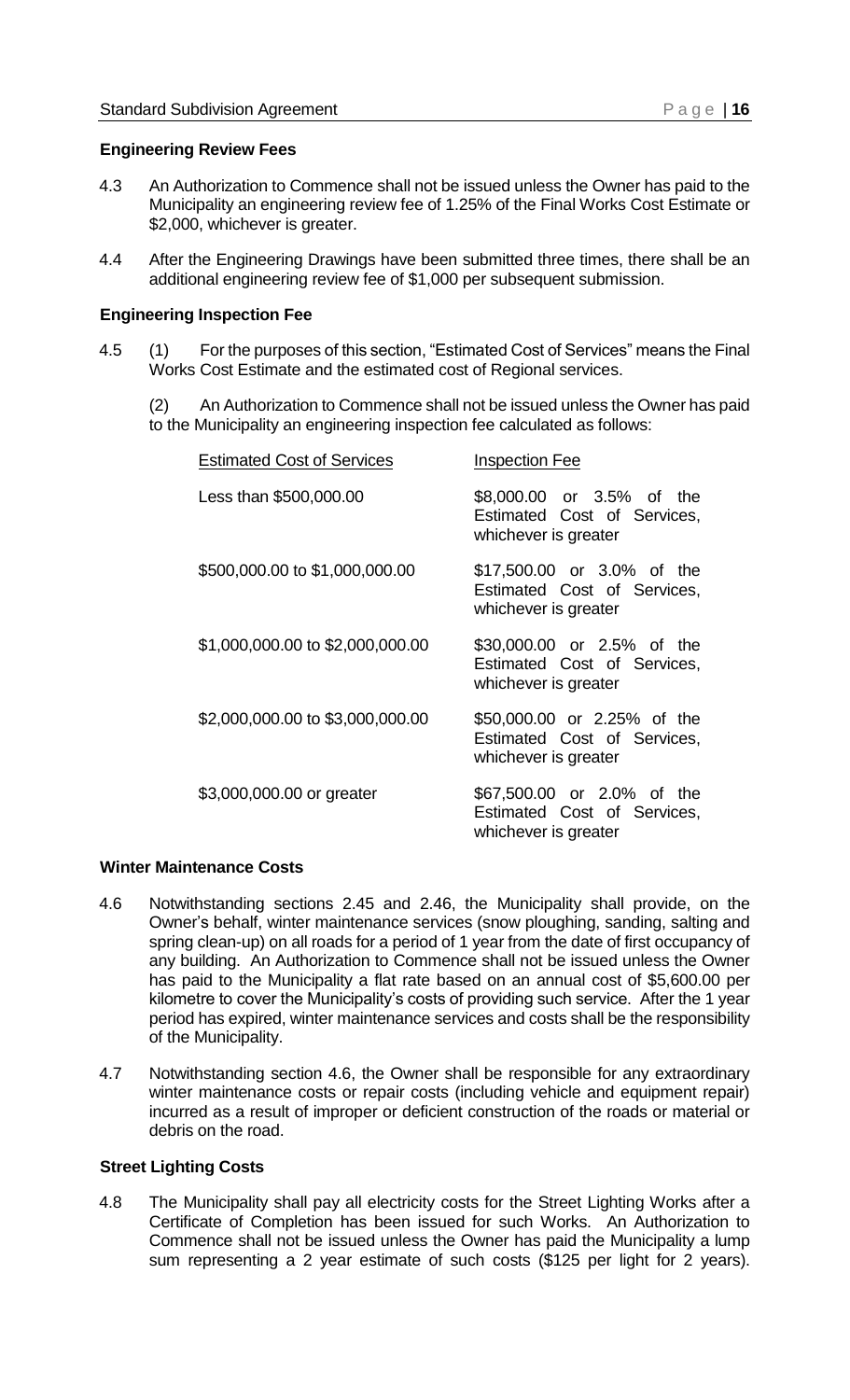### Engineering Review Fees

4.3 An Authorization to Commence shall not be issued unless the Owner has paid to the Municipality an engineering review fee of 1.25% of the Final Works Cost Estimate or $2,000, whichever is greater.

4.4 After the Engineering Drawings have been submitted three times, there shall be an additional engineering review fee of $1,000 per subsequent submission.

### Engineering Inspection Fee

4.5 (1) For the purposes of this section, "Estimated Cost of Services" means the Final Works Cost Estimate and the estimated cost of Regional services.

(2) An Authorization to Commence shall not be issued unless the Owner has paid to the Municipality an engineering inspection fee calculated as follows:

| Estimated Cost of Services | Inspection Fee |
|---|---|
| Less than $500,000.00 | $8,000.00 or 3.5% of the Estimated Cost of Services, whichever is greater |
| $500,000.00 to $1,000,000.00 | $17,500.00 or 3.0% of the Estimated Cost of Services, whichever is greater |
| $1,000,000.00 to $2,000,000.00 | $30,000.00 or 2.5% of the Estimated Cost of Services, whichever is greater |
| $2,000,000.00 to $3,000,000.00 | $50,000.00 or 2.25% of the Estimated Cost of Services, whichever is greater |
| $3,000,000.00 or greater | $67,500.00 or 2.0% of the Estimated Cost of Services, whichever is greater |

### Winter Maintenance Costs

4.6 Notwithstanding sections 2.45 and 2.46, the Municipality shall provide, on the Owner's behalf, winter maintenance services (snow ploughing, sanding, salting and spring clean-up) on all roads for a period of 1 year from the date of first occupancy of any building. An Authorization to Commence shall not be issued unless the Owner has paid to the Municipality a flat rate based on an annual cost of $5,600.00 per kilometre to cover the Municipality's costs of providing such service. After the 1 year period has expired, winter maintenance services and costs shall be the responsibility of the Municipality.

4.7 Notwithstanding section 4.6, the Owner shall be responsible for any extraordinary winter maintenance costs or repair costs (including vehicle and equipment repair) incurred as a result of improper or deficient construction of the roads or material or debris on the road.

### Street Lighting Costs

4.8 The Municipality shall pay all electricity costs for the Street Lighting Works after a Certificate of Completion has been issued for such Works. An Authorization to Commence shall not be issued unless the Owner has paid the Municipality a lump sum representing a 2 year estimate of such costs ($125 per light for 2 years).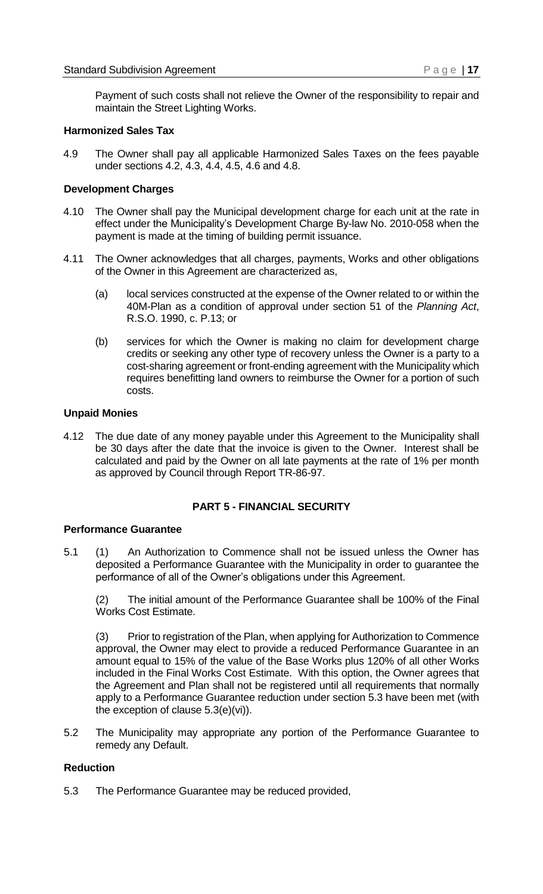Payment of such costs shall not relieve the Owner of the responsibility to repair and maintain the Street Lighting Works.

### Harmonized Sales Tax

4.9 The Owner shall pay all applicable Harmonized Sales Taxes on the fees payable under sections 4.2, 4.3, 4.4, 4.5, 4.6 and 4.8.

### Development Charges

4.10 The Owner shall pay the Municipal development charge for each unit at the rate in effect under the Municipality's Development Charge By-law No. 2010-058 when the payment is made at the timing of building permit issuance.

4.11 The Owner acknowledges that all charges, payments, Works and other obligations of the Owner in this Agreement are characterized as,

(a) local services constructed at the expense of the Owner related to or within the 40M-Plan as a condition of approval under section 51 of the *Planning Act*, R.S.O. 1990, c. P.13; or

(b) services for which the Owner is making no claim for development charge credits or seeking any other type of recovery unless the Owner is a party to a cost-sharing agreement or front-ending agreement with the Municipality which requires benefitting land owners to reimburse the Owner for a portion of such costs.

### Unpaid Monies

4.12 The due date of any money payable under this Agreement to the Municipality shall be 30 days after the date that the invoice is given to the Owner. Interest shall be calculated and paid by the Owner on all late payments at the rate of 1% per month as approved by Council through Report TR-86-97.

## PART 5 - FINANCIAL SECURITY

### Performance Guarantee

5.1 (1) An Authorization to Commence shall not be issued unless the Owner has deposited a Performance Guarantee with the Municipality in order to guarantee the performance of all of the Owner's obligations under this Agreement.

(2) The initial amount of the Performance Guarantee shall be 100% of the Final Works Cost Estimate.

(3) Prior to registration of the Plan, when applying for Authorization to Commence approval, the Owner may elect to provide a reduced Performance Guarantee in an amount equal to 15% of the value of the Base Works plus 120% of all other Works included in the Final Works Cost Estimate. With this option, the Owner agrees that the Agreement and Plan shall not be registered until all requirements that normally apply to a Performance Guarantee reduction under section 5.3 have been met (with the exception of clause 5.3(e)(vi)).

5.2 The Municipality may appropriate any portion of the Performance Guarantee to remedy any Default.

### Reduction

5.3 The Performance Guarantee may be reduced provided,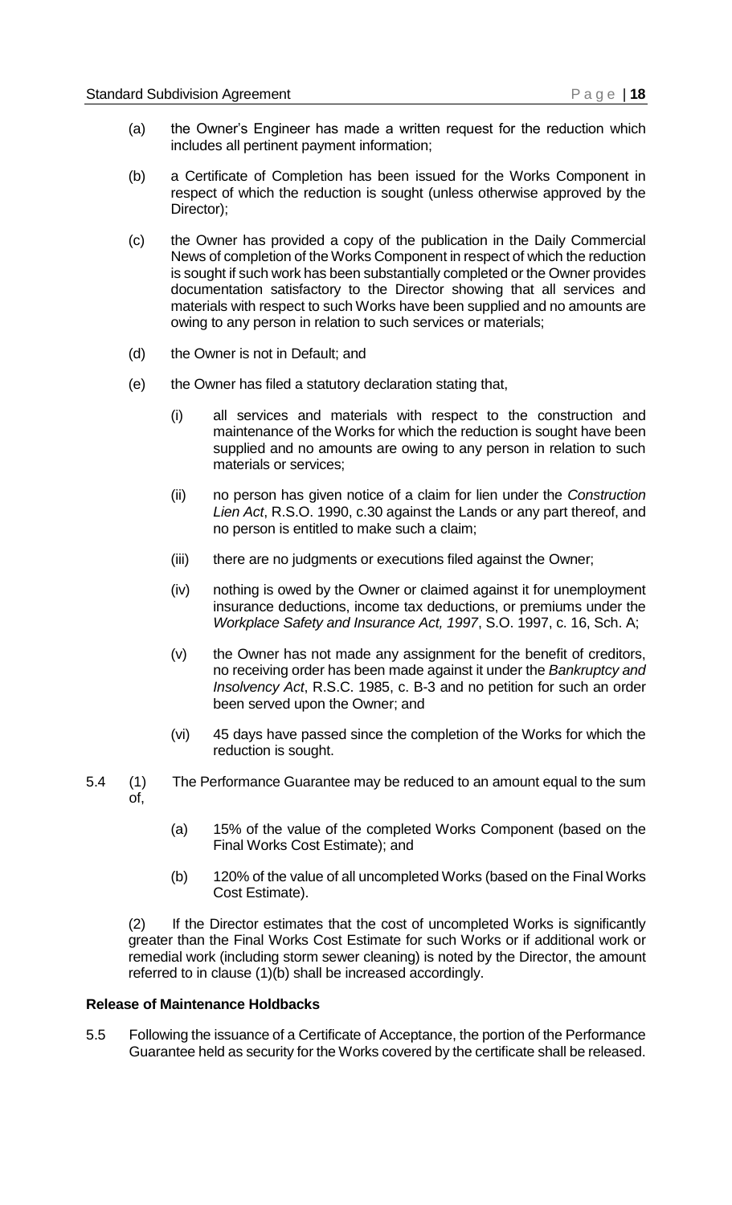(a) the Owner's Engineer has made a written request for the reduction which includes all pertinent payment information;

(b) a Certificate of Completion has been issued for the Works Component in respect of which the reduction is sought (unless otherwise approved by the Director);

(c) the Owner has provided a copy of the publication in the Daily Commercial News of completion of the Works Component in respect of which the reduction is sought if such work has been substantially completed or the Owner provides documentation satisfactory to the Director showing that all services and materials with respect to such Works have been supplied and no amounts are owing to any person in relation to such services or materials;

(d) the Owner is not in Default; and

(e) the Owner has filed a statutory declaration stating that,

  (i) all services and materials with respect to the construction and maintenance of the Works for which the reduction is sought have been supplied and no amounts are owing to any person in relation to such materials or services;

  (ii) no person has given notice of a claim for lien under the *Construction Lien Act*, R.S.O. 1990, c.30 against the Lands or any part thereof, and no person is entitled to make such a claim;

  (iii) there are no judgments or executions filed against the Owner;

  (iv) nothing is owed by the Owner or claimed against it for unemployment insurance deductions, income tax deductions, or premiums under the *Workplace Safety and Insurance Act, 1997*, S.O. 1997, c. 16, Sch. A;

  (v) the Owner has not made any assignment for the benefit of creditors, no receiving order has been made against it under the *Bankruptcy and Insolvency Act*, R.S.C. 1985, c. B-3 and no petition for such an order been served upon the Owner; and

  (vi) 45 days have passed since the completion of the Works for which the reduction is sought.

5.4 (1) The Performance Guarantee may be reduced to an amount equal to the sum of,

  (a) 15% of the value of the completed Works Component (based on the Final Works Cost Estimate); and

  (b) 120% of the value of all uncompleted Works (based on the Final Works Cost Estimate).

(2) If the Director estimates that the cost of uncompleted Works is significantly greater than the Final Works Cost Estimate for such Works or if additional work or remedial work (including storm sewer cleaning) is noted by the Director, the amount referred to in clause (1)(b) shall be increased accordingly.

**Release of Maintenance Holdbacks**

5.5 Following the issuance of a Certificate of Acceptance, the portion of the Performance Guarantee held as security for the Works covered by the certificate shall be released.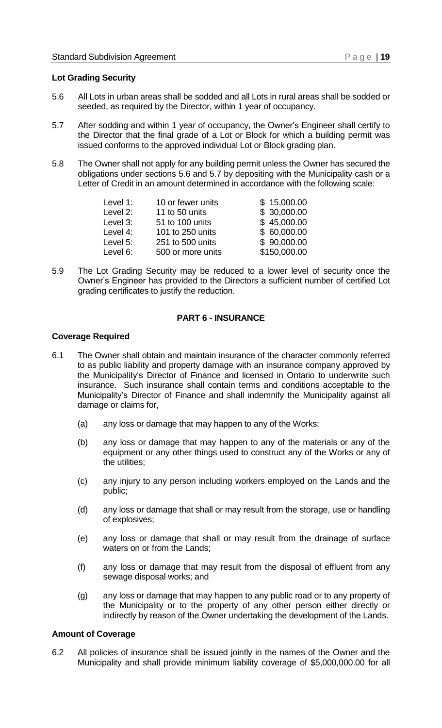**Lot Grading Security**

5.6 All Lots in urban areas shall be sodded and all Lots in rural areas shall be sodded or seeded, as required by the Director, within 1 year of occupancy.

5.7 After sodding and within 1 year of occupancy, the Owner's Engineer shall certify to the Director that the final grade of a Lot or Block for which a building permit was issued conforms to the approved individual Lot or Block grading plan.

5.8 The Owner shall not apply for any building permit unless the Owner has secured the obligations under sections 5.6 and 5.7 by depositing with the Municipality cash or a Letter of Credit in an amount determined in accordance with the following scale:

| | | |
|---|---|---|
| Level 1: | 10 or fewer units | $ 15,000.00 |
| Level 2: | 11 to 50 units | $ 30,000.00 |
| Level 3: | 51 to 100 units | $ 45,000.00 |
| Level 4: | 101 to 250 units | $ 60,000.00 |
| Level 5: | 251 to 500 units | $ 90,000.00 |
| Level 6: | 500 or more units | $150,000.00 |

5.9 The Lot Grading Security may be reduced to a lower level of security once the Owner's Engineer has provided to the Directors a sufficient number of certified Lot grading certificates to justify the reduction.

## PART 6 - INSURANCE

**Coverage Required**

6.1 The Owner shall obtain and maintain insurance of the character commonly referred to as public liability and property damage with an insurance company approved by the Municipality's Director of Finance and licensed in Ontario to underwrite such insurance. Such insurance shall contain terms and conditions acceptable to the Municipality's Director of Finance and shall indemnify the Municipality against all damage or claims for,

(a) any loss or damage that may happen to any of the Works;

(b) any loss or damage that may happen to any of the materials or any of the equipment or any other things used to construct any of the Works or any of the utilities;

(c) any injury to any person including workers employed on the Lands and the public;

(d) any loss or damage that shall or may result from the storage, use or handling of explosives;

(e) any loss or damage that shall or may result from the drainage of surface waters on or from the Lands;

(f) any loss or damage that may result from the disposal of effluent from any sewage disposal works; and

(g) any loss or damage that may happen to any public road or to any property of the Municipality or to the property of any other person either directly or indirectly by reason of the Owner undertaking the development of the Lands.

**Amount of Coverage**

6.2 All policies of insurance shall be issued jointly in the names of the Owner and the Municipality and shall provide minimum liability coverage of $5,000,000.00 for all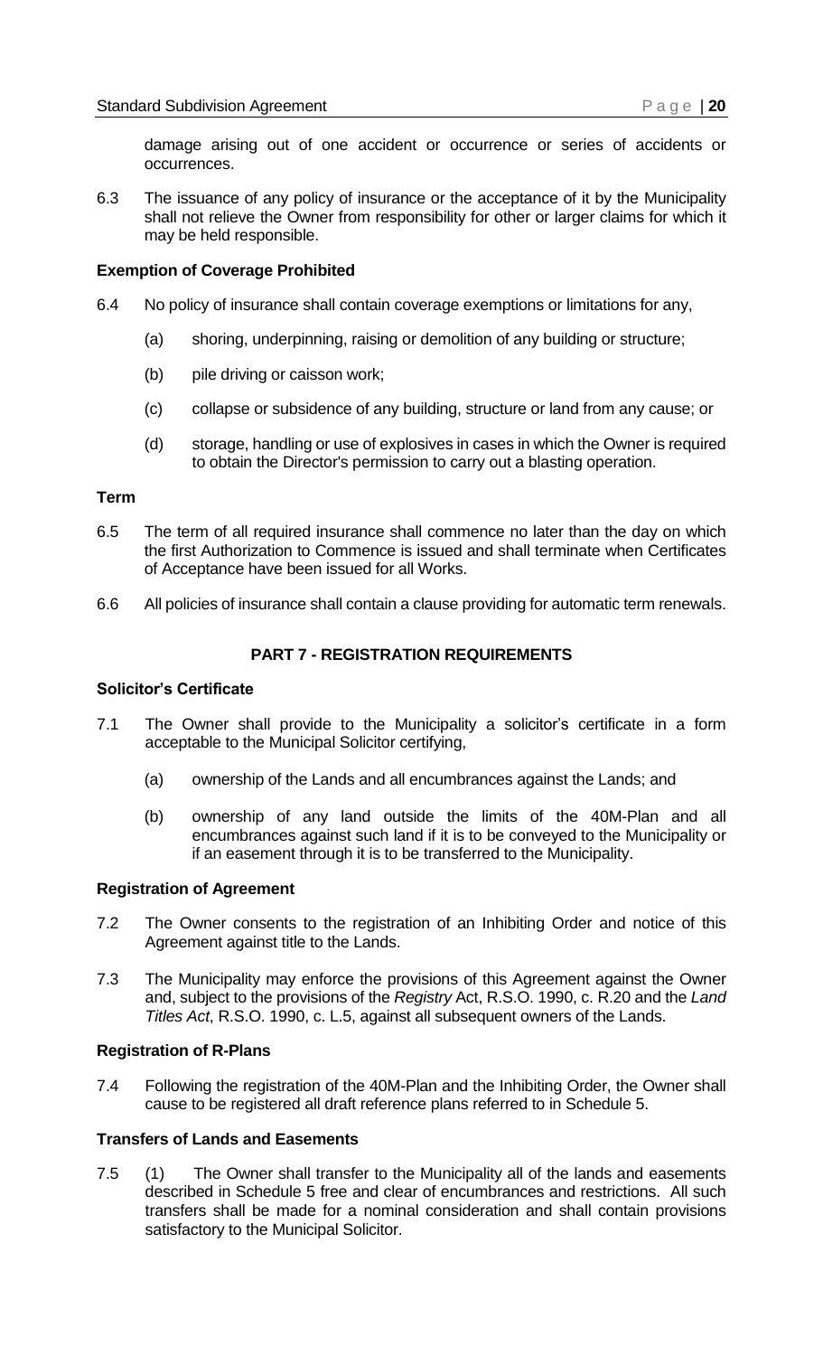damage arising out of one accident or occurrence or series of accidents or occurrences.

6.3 The issuance of any policy of insurance or the acceptance of it by the Municipality shall not relieve the Owner from responsibility for other or larger claims for which it may be held responsible.

**Exemption of Coverage Prohibited**

6.4 No policy of insurance shall contain coverage exemptions or limitations for any,

(a) shoring, underpinning, raising or demolition of any building or structure;

(b) pile driving or caisson work;

(c) collapse or subsidence of any building, structure or land from any cause; or

(d) storage, handling or use of explosives in cases in which the Owner is required to obtain the Director's permission to carry out a blasting operation.

**Term**

6.5 The term of all required insurance shall commence no later than the day on which the first Authorization to Commence is issued and shall terminate when Certificates of Acceptance have been issued for all Works.

6.6 All policies of insurance shall contain a clause providing for automatic term renewals.

## PART 7 - REGISTRATION REQUIREMENTS

**Solicitor's Certificate**

7.1 The Owner shall provide to the Municipality a solicitor's certificate in a form acceptable to the Municipal Solicitor certifying,

(a) ownership of the Lands and all encumbrances against the Lands; and

(b) ownership of any land outside the limits of the 40M-Plan and all encumbrances against such land if it is to be conveyed to the Municipality or if an easement through it is to be transferred to the Municipality.

**Registration of Agreement**

7.2 The Owner consents to the registration of an Inhibiting Order and notice of this Agreement against title to the Lands.

7.3 The Municipality may enforce the provisions of this Agreement against the Owner and, subject to the provisions of the *Registry* Act, R.S.O. 1990, c. R.20 and the *Land Titles Act*, R.S.O. 1990, c. L.5, against all subsequent owners of the Lands.

**Registration of R-Plans**

7.4 Following the registration of the 40M-Plan and the Inhibiting Order, the Owner shall cause to be registered all draft reference plans referred to in Schedule 5.

**Transfers of Lands and Easements**

7.5 (1) The Owner shall transfer to the Municipality all of the lands and easements described in Schedule 5 free and clear of encumbrances and restrictions. All such transfers shall be made for a nominal consideration and shall contain provisions satisfactory to the Municipal Solicitor.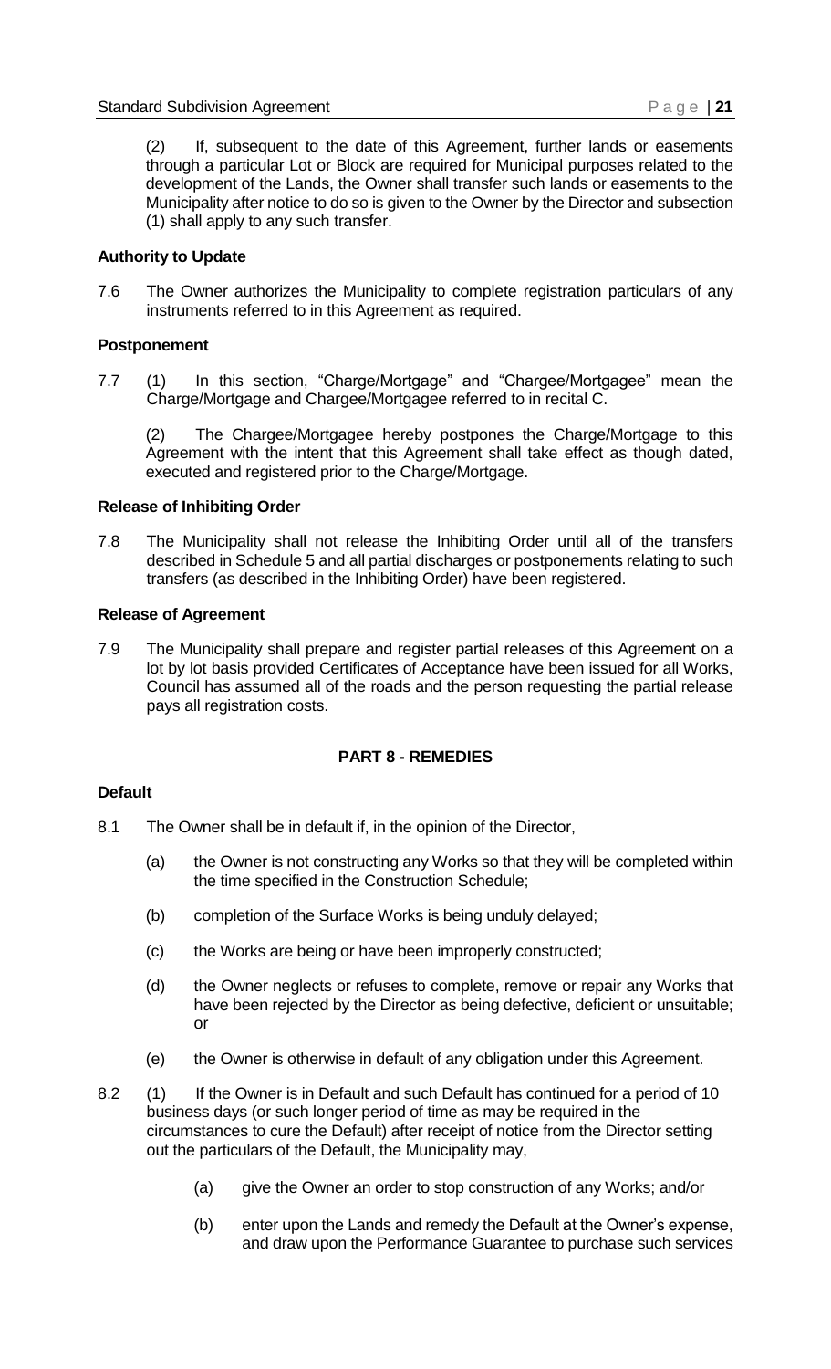(2) If, subsequent to the date of this Agreement, further lands or easements through a particular Lot or Block are required for Municipal purposes related to the development of the Lands, the Owner shall transfer such lands or easements to the Municipality after notice to do so is given to the Owner by the Director and subsection (1) shall apply to any such transfer.

**Authority to Update**

7.6 The Owner authorizes the Municipality to complete registration particulars of any instruments referred to in this Agreement as required.

**Postponement**

7.7 (1) In this section, "Charge/Mortgage" and "Chargee/Mortgagee" mean the Charge/Mortgage and Chargee/Mortgagee referred to in recital C.

(2) The Chargee/Mortgagee hereby postpones the Charge/Mortgage to this Agreement with the intent that this Agreement shall take effect as though dated, executed and registered prior to the Charge/Mortgage.

**Release of Inhibiting Order**

7.8 The Municipality shall not release the Inhibiting Order until all of the transfers described in Schedule 5 and all partial discharges or postponements relating to such transfers (as described in the Inhibiting Order) have been registered.

**Release of Agreement**

7.9 The Municipality shall prepare and register partial releases of this Agreement on a lot by lot basis provided Certificates of Acceptance have been issued for all Works, Council has assumed all of the roads and the person requesting the partial release pays all registration costs.

## PART 8 - REMEDIES

**Default**

8.1 The Owner shall be in default if, in the opinion of the Director,

(a) the Owner is not constructing any Works so that they will be completed within the time specified in the Construction Schedule;

(b) completion of the Surface Works is being unduly delayed;

(c) the Works are being or have been improperly constructed;

(d) the Owner neglects or refuses to complete, remove or repair any Works that have been rejected by the Director as being defective, deficient or unsuitable; or

(e) the Owner is otherwise in default of any obligation under this Agreement.

8.2 (1) If the Owner is in Default and such Default has continued for a period of 10 business days (or such longer period of time as may be required in the circumstances to cure the Default) after receipt of notice from the Director setting out the particulars of the Default, the Municipality may,

(a) give the Owner an order to stop construction of any Works; and/or

(b) enter upon the Lands and remedy the Default at the Owner's expense, and draw upon the Performance Guarantee to purchase such services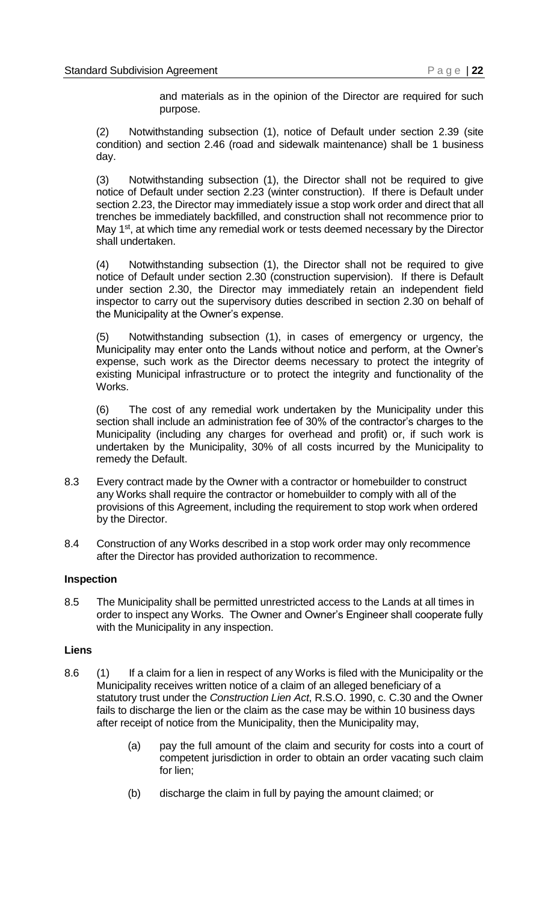and materials as in the opinion of the Director are required for such purpose.

(2) Notwithstanding subsection (1), notice of Default under section 2.39 (site condition) and section 2.46 (road and sidewalk maintenance) shall be 1 business day.

(3) Notwithstanding subsection (1), the Director shall not be required to give notice of Default under section 2.23 (winter construction). If there is Default under section 2.23, the Director may immediately issue a stop work order and direct that all trenches be immediately backfilled, and construction shall not recommence prior to May 1st, at which time any remedial work or tests deemed necessary by the Director shall undertaken.

(4) Notwithstanding subsection (1), the Director shall not be required to give notice of Default under section 2.30 (construction supervision). If there is Default under section 2.30, the Director may immediately retain an independent field inspector to carry out the supervisory duties described in section 2.30 on behalf of the Municipality at the Owner's expense.

(5) Notwithstanding subsection (1), in cases of emergency or urgency, the Municipality may enter onto the Lands without notice and perform, at the Owner's expense, such work as the Director deems necessary to protect the integrity of existing Municipal infrastructure or to protect the integrity and functionality of the Works.

(6) The cost of any remedial work undertaken by the Municipality under this section shall include an administration fee of 30% of the contractor's charges to the Municipality (including any charges for overhead and profit) or, if such work is undertaken by the Municipality, 30% of all costs incurred by the Municipality to remedy the Default.

8.3 Every contract made by the Owner with a contractor or homebuilder to construct any Works shall require the contractor or homebuilder to comply with all of the provisions of this Agreement, including the requirement to stop work when ordered by the Director.

8.4 Construction of any Works described in a stop work order may only recommence after the Director has provided authorization to recommence.

**Inspection**

8.5 The Municipality shall be permitted unrestricted access to the Lands at all times in order to inspect any Works. The Owner and Owner's Engineer shall cooperate fully with the Municipality in any inspection.

**Liens**

8.6 (1) If a claim for a lien in respect of any Works is filed with the Municipality or the Municipality receives written notice of a claim of an alleged beneficiary of a statutory trust under the *Construction Lien Act*, R.S.O. 1990, c. C.30 and the Owner fails to discharge the lien or the claim as the case may be within 10 business days after receipt of notice from the Municipality, then the Municipality may,

(a) pay the full amount of the claim and security for costs into a court of competent jurisdiction in order to obtain an order vacating such claim for lien;

(b) discharge the claim in full by paying the amount claimed; or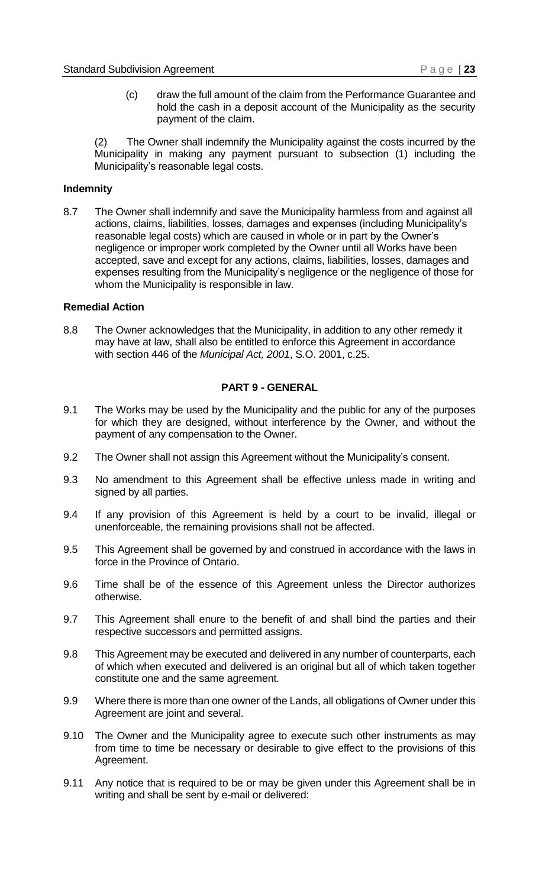(c) draw the full amount of the claim from the Performance Guarantee and hold the cash in a deposit account of the Municipality as the security payment of the claim.

(2) The Owner shall indemnify the Municipality against the costs incurred by the Municipality in making any payment pursuant to subsection (1) including the Municipality's reasonable legal costs.

**Indemnity**

8.7 The Owner shall indemnify and save the Municipality harmless from and against all actions, claims, liabilities, losses, damages and expenses (including Municipality's reasonable legal costs) which are caused in whole or in part by the Owner's negligence or improper work completed by the Owner until all Works have been accepted, save and except for any actions, claims, liabilities, losses, damages and expenses resulting from the Municipality's negligence or the negligence of those for whom the Municipality is responsible in law.

**Remedial Action**

8.8 The Owner acknowledges that the Municipality, in addition to any other remedy it may have at law, shall also be entitled to enforce this Agreement in accordance with section 446 of the *Municipal Act, 2001*, S.O. 2001, c.25.

## PART 9 - GENERAL

9.1 The Works may be used by the Municipality and the public for any of the purposes for which they are designed, without interference by the Owner, and without the payment of any compensation to the Owner.

9.2 The Owner shall not assign this Agreement without the Municipality's consent.

9.3 No amendment to this Agreement shall be effective unless made in writing and signed by all parties.

9.4 If any provision of this Agreement is held by a court to be invalid, illegal or unenforceable, the remaining provisions shall not be affected.

9.5 This Agreement shall be governed by and construed in accordance with the laws in force in the Province of Ontario.

9.6 Time shall be of the essence of this Agreement unless the Director authorizes otherwise.

9.7 This Agreement shall enure to the benefit of and shall bind the parties and their respective successors and permitted assigns.

9.8 This Agreement may be executed and delivered in any number of counterparts, each of which when executed and delivered is an original but all of which taken together constitute one and the same agreement.

9.9 Where there is more than one owner of the Lands, all obligations of Owner under this Agreement are joint and several.

9.10 The Owner and the Municipality agree to execute such other instruments as may from time to time be necessary or desirable to give effect to the provisions of this Agreement.

9.11 Any notice that is required to be or may be given under this Agreement shall be in writing and shall be sent by e-mail or delivered: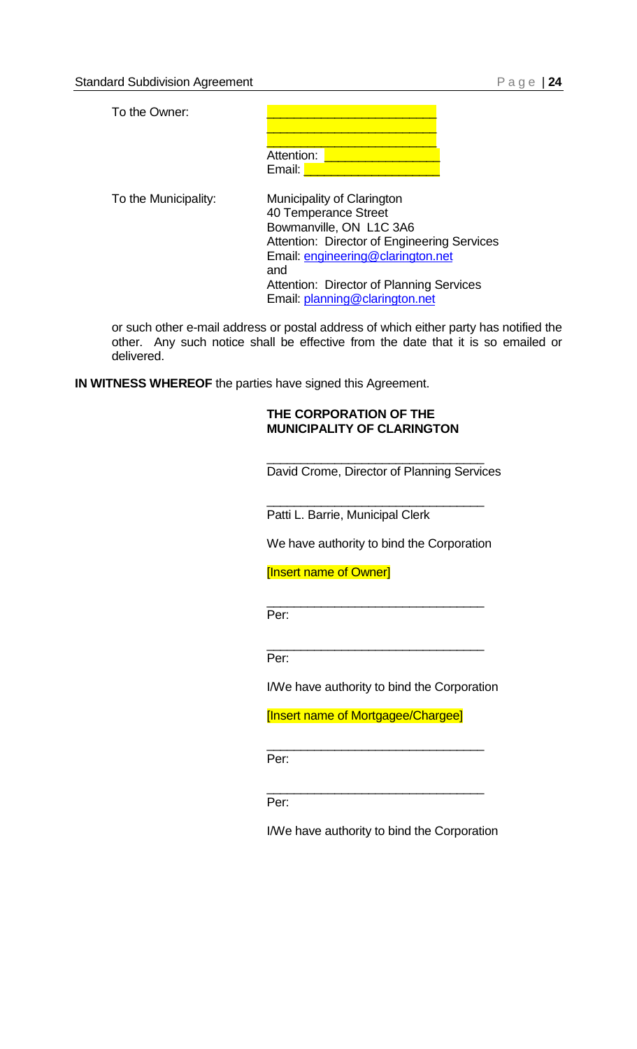To the Owner:

\_\_\_\_\_\_\_\_\_\_\_\_\_\_\_\_\_\_\_\_\_\_\_\_\_
\_\_\_\_\_\_\_\_\_\_\_\_\_\_\_\_\_\_\_\_\_\_\_\_\_
\_\_\_\_\_\_\_\_\_\_\_\_\_\_\_\_\_\_\_\_\_\_\_\_\_
Attention: \_\_\_\_\_\_\_\_\_\_\_\_\_\_\_\_\_\_
Email: \_\_\_\_\_\_\_\_\_\_\_\_\_\_\_\_\_\_\_\_\_

To the Municipality:

Municipality of Clarington
40 Temperance Street
Bowmanville, ON L1C 3A6
Attention: Director of Engineering Services
Email: engineering@clarington.net
and
Attention: Director of Planning Services
Email: planning@clarington.net

or such other e-mail address or postal address of which either party has notified the other. Any such notice shall be effective from the date that it is so emailed or delivered.

**IN WITNESS WHEREOF** the parties have signed this Agreement.

**THE CORPORATION OF THE MUNICIPALITY OF CLARINGTON**

\_\_\_\_\_\_\_\_\_\_\_\_\_\_\_\_\_\_\_\_\_\_\_\_\_\_\_\_\_\_\_\_
David Crome, Director of Planning Services

\_\_\_\_\_\_\_\_\_\_\_\_\_\_\_\_\_\_\_\_\_\_\_\_\_\_\_\_\_\_\_\_
Patti L. Barrie, Municipal Clerk

We have authority to bind the Corporation

[Insert name of Owner]

\_\_\_\_\_\_\_\_\_\_\_\_\_\_\_\_\_\_\_\_\_\_\_\_\_\_\_\_\_\_\_\_
Per:

\_\_\_\_\_\_\_\_\_\_\_\_\_\_\_\_\_\_\_\_\_\_\_\_\_\_\_\_\_\_\_\_
Per:

I/We have authority to bind the Corporation

[Insert name of Mortgagee/Chargee]

\_\_\_\_\_\_\_\_\_\_\_\_\_\_\_\_\_\_\_\_\_\_\_\_\_\_\_\_\_\_\_\_
Per:

\_\_\_\_\_\_\_\_\_\_\_\_\_\_\_\_\_\_\_\_\_\_\_\_\_\_\_\_\_\_\_\_
Per:

I/We have authority to bind the Corporation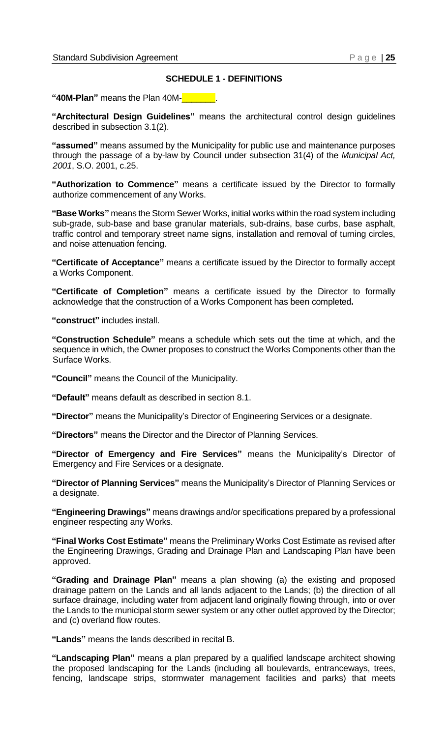## SCHEDULE 1 - DEFINITIONS

**"40M-Plan"** means the Plan 40M-\_\_\_\_\_\_\_.

**"Architectural Design Guidelines"** means the architectural control design guidelines described in subsection 3.1(2).

**"assumed"** means assumed by the Municipality for public use and maintenance purposes through the passage of a by-law by Council under subsection 31(4) of the *Municipal Act, 2001*, S.O. 2001, c.25.

**"Authorization to Commence"** means a certificate issued by the Director to formally authorize commencement of any Works.

**"Base Works"** means the Storm Sewer Works, initial works within the road system including sub-grade, sub-base and base granular materials, sub-drains, base curbs, base asphalt, traffic control and temporary street name signs, installation and removal of turning circles, and noise attenuation fencing.

**"Certificate of Acceptance"** means a certificate issued by the Director to formally accept a Works Component.

**"Certificate of Completion"** means a certificate issued by the Director to formally acknowledge that the construction of a Works Component has been completed**.**

**"construct"** includes install.

**"Construction Schedule"** means a schedule which sets out the time at which, and the sequence in which, the Owner proposes to construct the Works Components other than the Surface Works.

**"Council"** means the Council of the Municipality.

**"Default"** means default as described in section 8.1.

**"Director"** means the Municipality's Director of Engineering Services or a designate.

**"Directors"** means the Director and the Director of Planning Services.

**"Director of Emergency and Fire Services"** means the Municipality's Director of Emergency and Fire Services or a designate.

**"Director of Planning Services"** means the Municipality's Director of Planning Services or a designate.

**"Engineering Drawings"** means drawings and/or specifications prepared by a professional engineer respecting any Works.

**"Final Works Cost Estimate"** means the Preliminary Works Cost Estimate as revised after the Engineering Drawings, Grading and Drainage Plan and Landscaping Plan have been approved.

**"Grading and Drainage Plan"** means a plan showing (a) the existing and proposed drainage pattern on the Lands and all lands adjacent to the Lands; (b) the direction of all surface drainage, including water from adjacent land originally flowing through, into or over the Lands to the municipal storm sewer system or any other outlet approved by the Director; and (c) overland flow routes.

**"Lands"** means the lands described in recital B.

**"Landscaping Plan"** means a plan prepared by a qualified landscape architect showing the proposed landscaping for the Lands (including all boulevards, entranceways, trees, fencing, landscape strips, stormwater management facilities and parks) that meets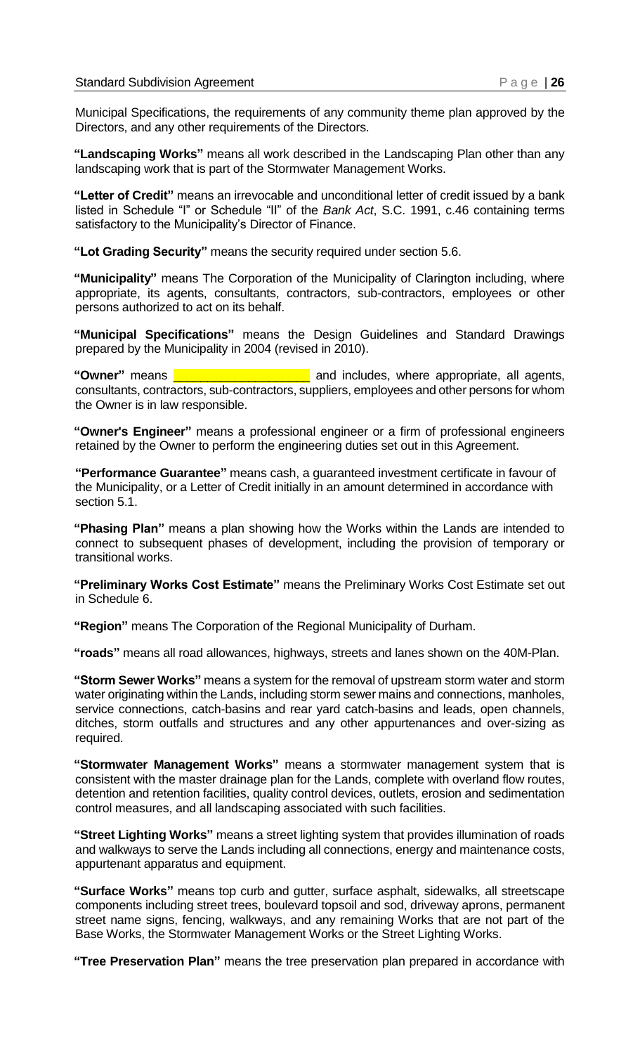Municipal Specifications, the requirements of any community theme plan approved by the Directors, and any other requirements of the Directors.

**"Landscaping Works"** means all work described in the Landscaping Plan other than any landscaping work that is part of the Stormwater Management Works.

**"Letter of Credit"** means an irrevocable and unconditional letter of credit issued by a bank listed in Schedule "I" or Schedule "II" of the *Bank Act*, S.C. 1991, c.46 containing terms satisfactory to the Municipality's Director of Finance.

**"Lot Grading Security"** means the security required under section 5.6.

**"Municipality"** means The Corporation of the Municipality of Clarington including, where appropriate, its agents, consultants, contractors, sub-contractors, employees or other persons authorized to act on its behalf.

**"Municipal Specifications"** means the Design Guidelines and Standard Drawings prepared by the Municipality in 2004 (revised in 2010).

**"Owner"** means ___________________ and includes, where appropriate, all agents, consultants, contractors, sub-contractors, suppliers, employees and other persons for whom the Owner is in law responsible.

**"Owner's Engineer"** means a professional engineer or a firm of professional engineers retained by the Owner to perform the engineering duties set out in this Agreement.

**"Performance Guarantee"** means cash, a guaranteed investment certificate in favour of the Municipality, or a Letter of Credit initially in an amount determined in accordance with section 5.1.

**"Phasing Plan"** means a plan showing how the Works within the Lands are intended to connect to subsequent phases of development, including the provision of temporary or transitional works.

**"Preliminary Works Cost Estimate"** means the Preliminary Works Cost Estimate set out in Schedule 6.

**"Region"** means The Corporation of the Regional Municipality of Durham.

**"roads"** means all road allowances, highways, streets and lanes shown on the 40M-Plan.

**"Storm Sewer Works"** means a system for the removal of upstream storm water and storm water originating within the Lands, including storm sewer mains and connections, manholes, service connections, catch-basins and rear yard catch-basins and leads, open channels, ditches, storm outfalls and structures and any other appurtenances and over-sizing as required.

**"Stormwater Management Works"** means a stormwater management system that is consistent with the master drainage plan for the Lands, complete with overland flow routes, detention and retention facilities, quality control devices, outlets, erosion and sedimentation control measures, and all landscaping associated with such facilities.

**"Street Lighting Works"** means a street lighting system that provides illumination of roads and walkways to serve the Lands including all connections, energy and maintenance costs, appurtenant apparatus and equipment.

**"Surface Works"** means top curb and gutter, surface asphalt, sidewalks, all streetscape components including street trees, boulevard topsoil and sod, driveway aprons, permanent street name signs, fencing, walkways, and any remaining Works that are not part of the Base Works, the Stormwater Management Works or the Street Lighting Works.

**"Tree Preservation Plan"** means the tree preservation plan prepared in accordance with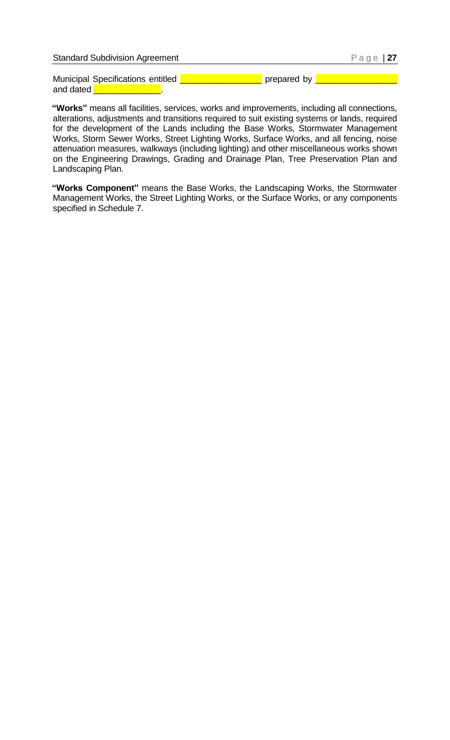Municipal Specifications entitled ________________ prepared by ________________ and dated ______________.

**"Works"** means all facilities, services, works and improvements, including all connections, alterations, adjustments and transitions required to suit existing systems or lands, required for the development of the Lands including the Base Works, Stormwater Management Works, Storm Sewer Works, Street Lighting Works, Surface Works, and all fencing, noise attenuation measures, walkways (including lighting) and other miscellaneous works shown on the Engineering Drawings, Grading and Drainage Plan, Tree Preservation Plan and Landscaping Plan.

**"Works Component"** means the Base Works, the Landscaping Works, the Stormwater Management Works, the Street Lighting Works, or the Surface Works, or any components specified in Schedule 7.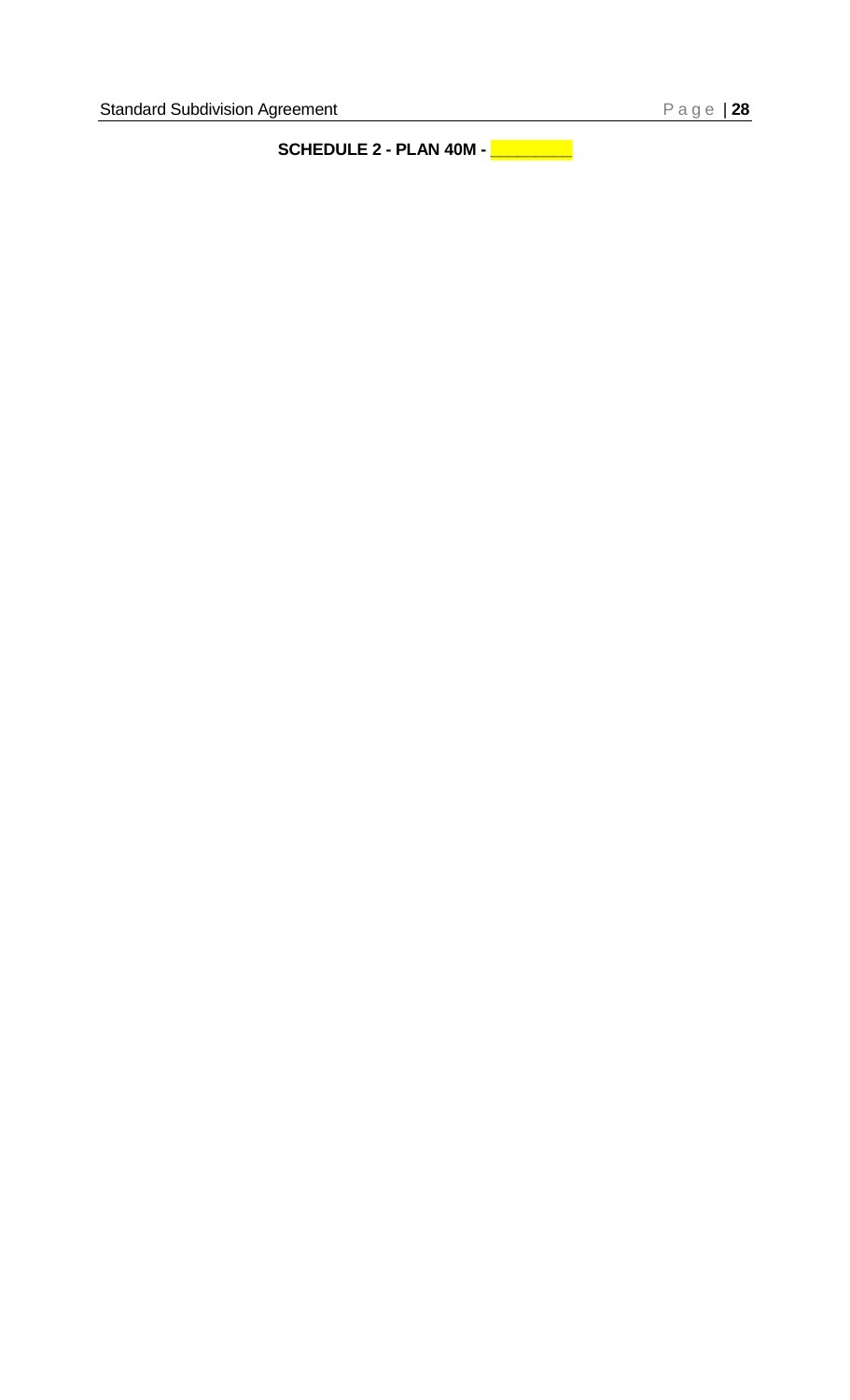**SCHEDULE 2 - PLAN 40M - _________**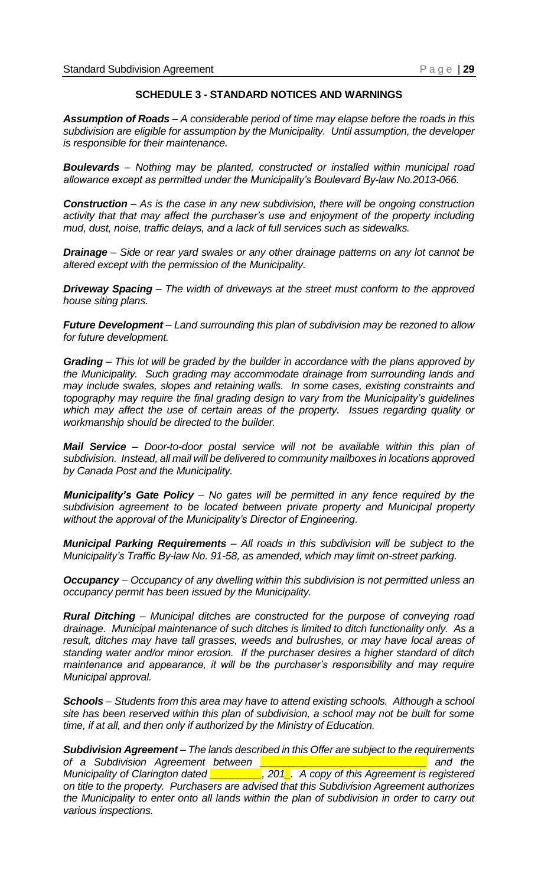## SCHEDULE 3 - STANDARD NOTICES AND WARNINGS

***Assumption of Roads*** *– A considerable period of time may elapse before the roads in this subdivision are eligible for assumption by the Municipality. Until assumption, the developer is responsible for their maintenance.*

***Boulevards*** *– Nothing may be planted, constructed or installed within municipal road allowance except as permitted under the Municipality's Boulevard By-law No.2013-066.*

***Construction*** *– As is the case in any new subdivision, there will be ongoing construction activity that that may affect the purchaser's use and enjoyment of the property including mud, dust, noise, traffic delays, and a lack of full services such as sidewalks.*

***Drainage*** *– Side or rear yard swales or any other drainage patterns on any lot cannot be altered except with the permission of the Municipality.*

***Driveway Spacing*** *– The width of driveways at the street must conform to the approved house siting plans.*

***Future Development*** *– Land surrounding this plan of subdivision may be rezoned to allow for future development.*

***Grading*** *– This lot will be graded by the builder in accordance with the plans approved by the Municipality. Such grading may accommodate drainage from surrounding lands and may include swales, slopes and retaining walls. In some cases, existing constraints and topography may require the final grading design to vary from the Municipality's guidelines which may affect the use of certain areas of the property. Issues regarding quality or workmanship should be directed to the builder.*

***Mail Service*** *– Door-to-door postal service will not be available within this plan of subdivision. Instead, all mail will be delivered to community mailboxes in locations approved by Canada Post and the Municipality.*

***Municipality's Gate Policy*** *– No gates will be permitted in any fence required by the subdivision agreement to be located between private property and Municipal property without the approval of the Municipality's Director of Engineering.*

***Municipal Parking Requirements*** *– All roads in this subdivision will be subject to the Municipality's Traffic By-law No. 91-58, as amended, which may limit on-street parking.*

***Occupancy*** *– Occupancy of any dwelling within this subdivision is not permitted unless an occupancy permit has been issued by the Municipality.*

***Rural Ditching*** *– Municipal ditches are constructed for the purpose of conveying road drainage. Municipal maintenance of such ditches is limited to ditch functionality only. As a result, ditches may have tall grasses, weeds and bulrushes, or may have local areas of standing water and/or minor erosion. If the purchaser desires a higher standard of ditch maintenance and appearance, it will be the purchaser's responsibility and may require Municipal approval.*

***Schools*** *– Students from this area may have to attend existing schools. Although a school site has been reserved within this plan of subdivision, a school may not be built for some time, if at all, and then only if authorized by the Ministry of Education.*

***Subdivision Agreement*** *– The lands described in this Offer are subject to the requirements of a Subdivision Agreement between ____________________________ and the Municipality of Clarington dated __________, 201_. A copy of this Agreement is registered on title to the property. Purchasers are advised that this Subdivision Agreement authorizes the Municipality to enter onto all lands within the plan of subdivision in order to carry out various inspections.*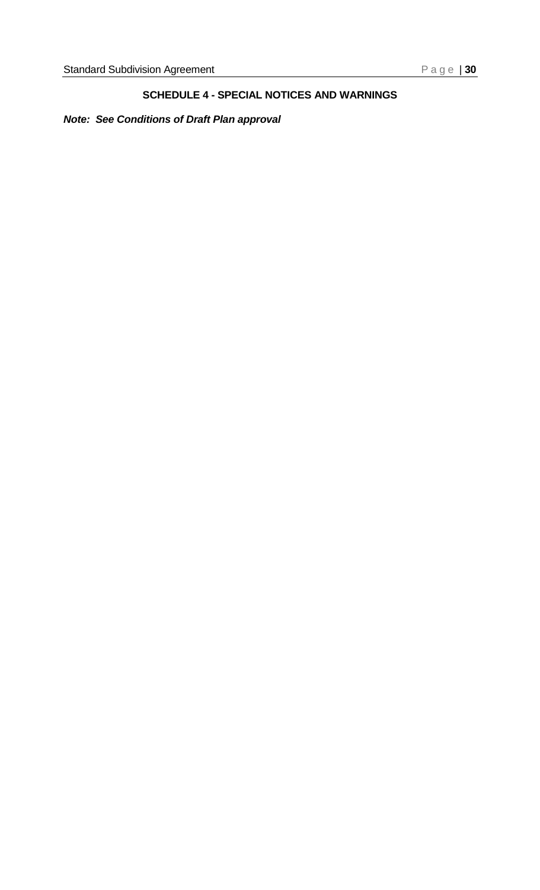## SCHEDULE 4 - SPECIAL NOTICES AND WARNINGS

***Note: See Conditions of Draft Plan approval***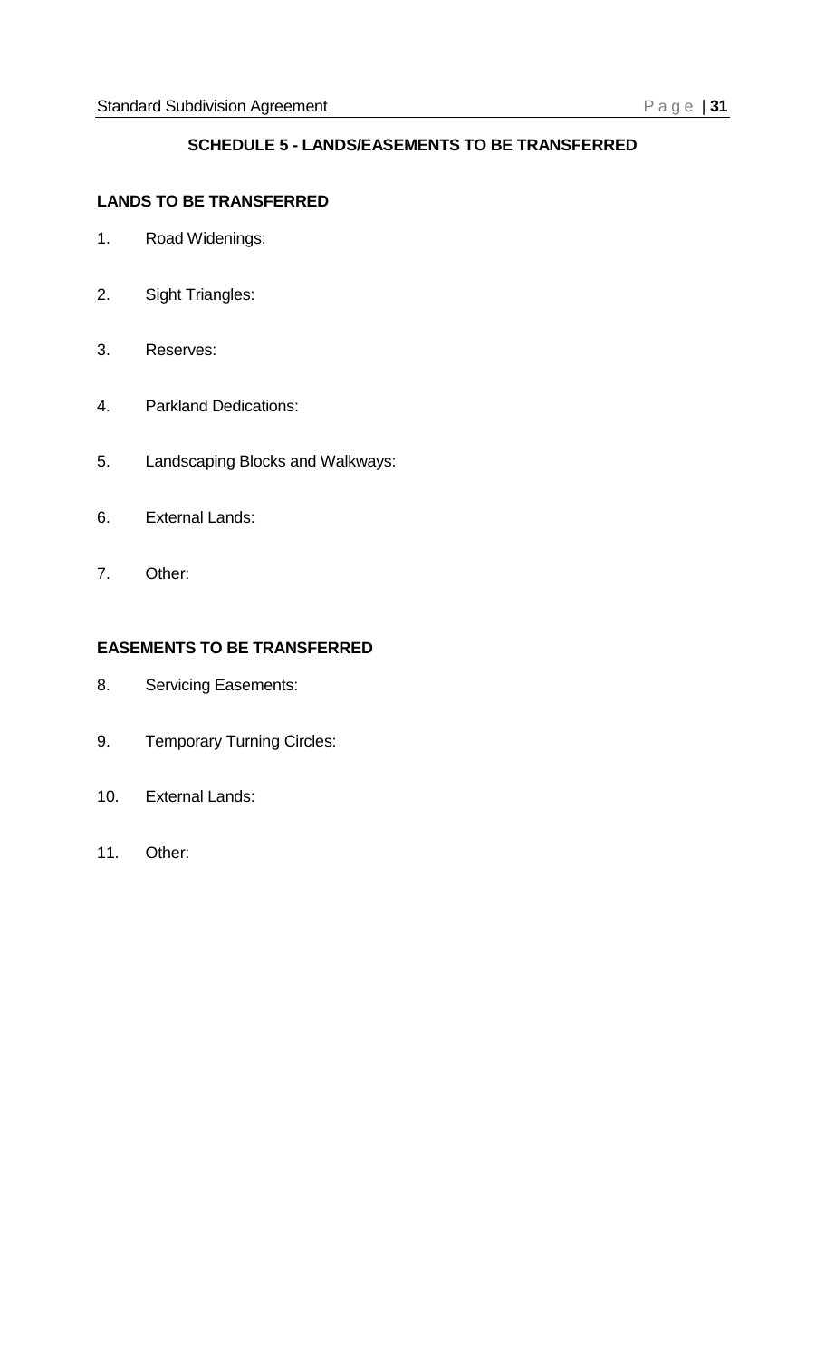## SCHEDULE 5 - LANDS/EASEMENTS TO BE TRANSFERRED

### LANDS TO BE TRANSFERRED

1. Road Widenings:

2. Sight Triangles:

3. Reserves:

4. Parkland Dedications:

5. Landscaping Blocks and Walkways:

6. External Lands:

7. Other:

### EASEMENTS TO BE TRANSFERRED

8. Servicing Easements:

9. Temporary Turning Circles:

10. External Lands:

11. Other: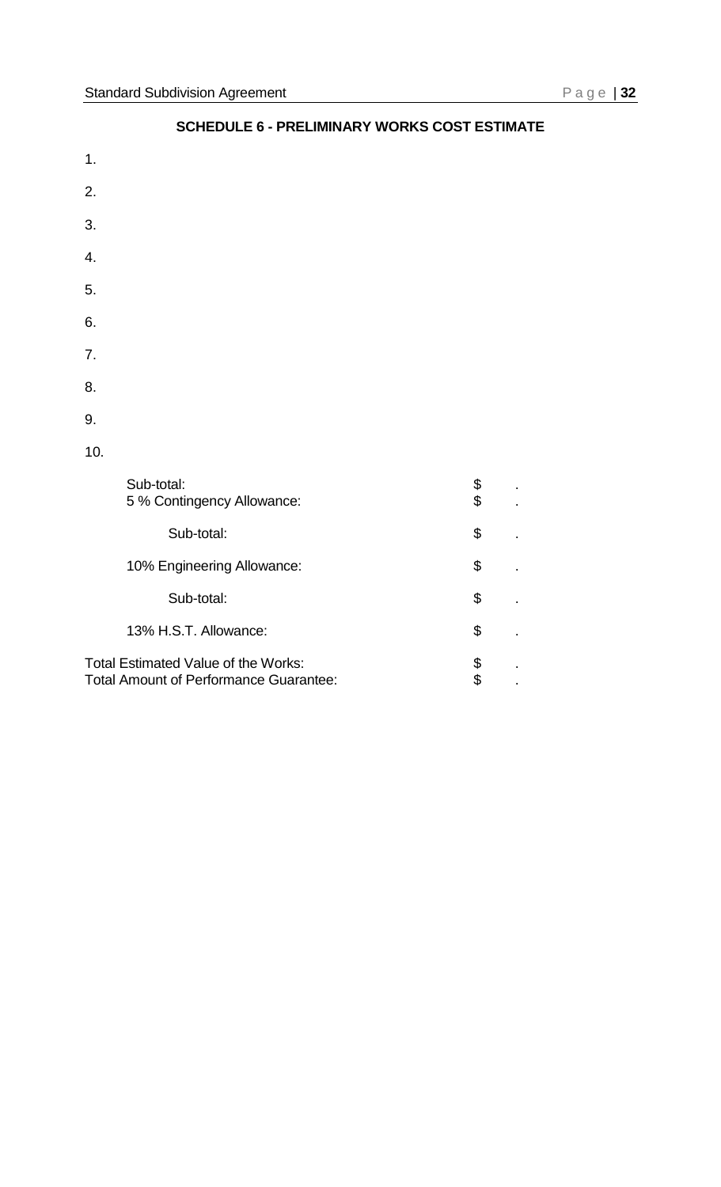## SCHEDULE 6 - PRELIMINARY WORKS COST ESTIMATE

1.

2.

3.

4.

5.

6.

7.

8.

9.

10.

| | | |
|---|---|---|
| Sub-total: | $ | . |
| 5 % Contingency Allowance: | $ | . |
| Sub-total: | $ | . |
| 10% Engineering Allowance: | $ | . |
| Sub-total: | $ | . |
| 13% H.S.T. Allowance: | $ | . |
| Total Estimated Value of the Works: | $ | . |
| Total Amount of Performance Guarantee: | $ | . |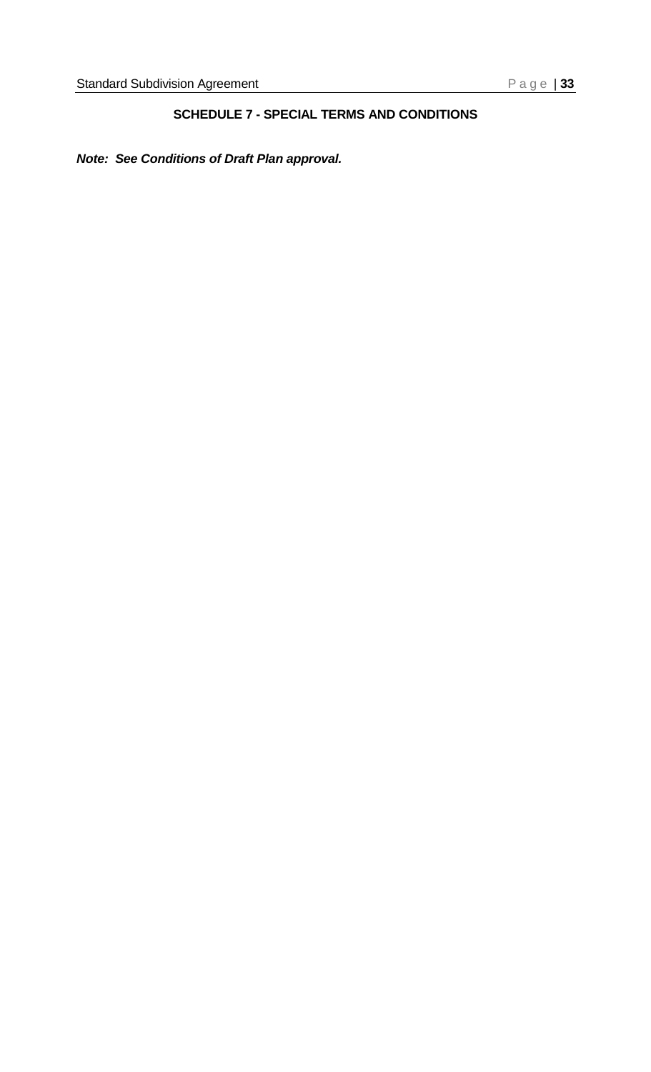## SCHEDULE 7 - SPECIAL TERMS AND CONDITIONS

***Note: See Conditions of Draft Plan approval.***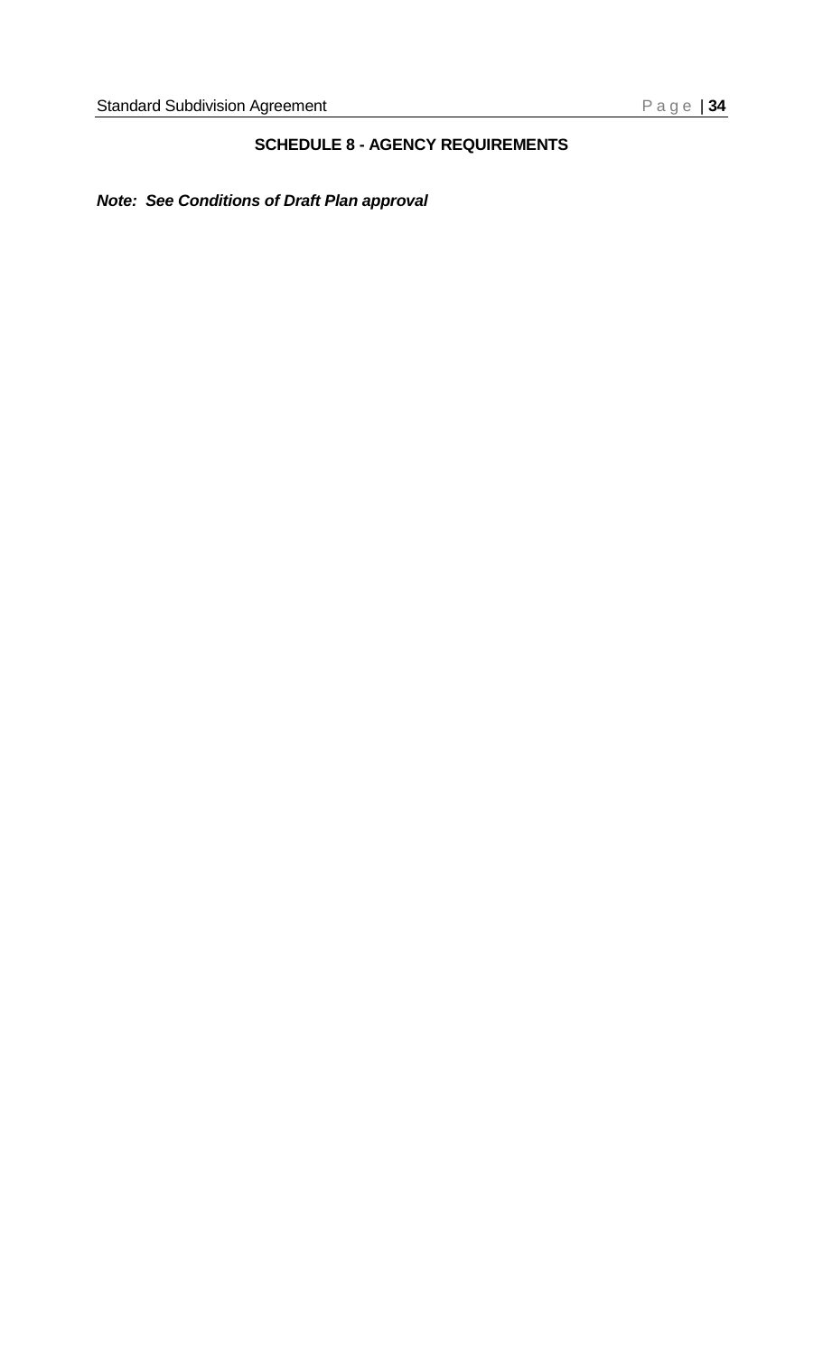## SCHEDULE 8 - AGENCY REQUIREMENTS

***Note: See Conditions of Draft Plan approval***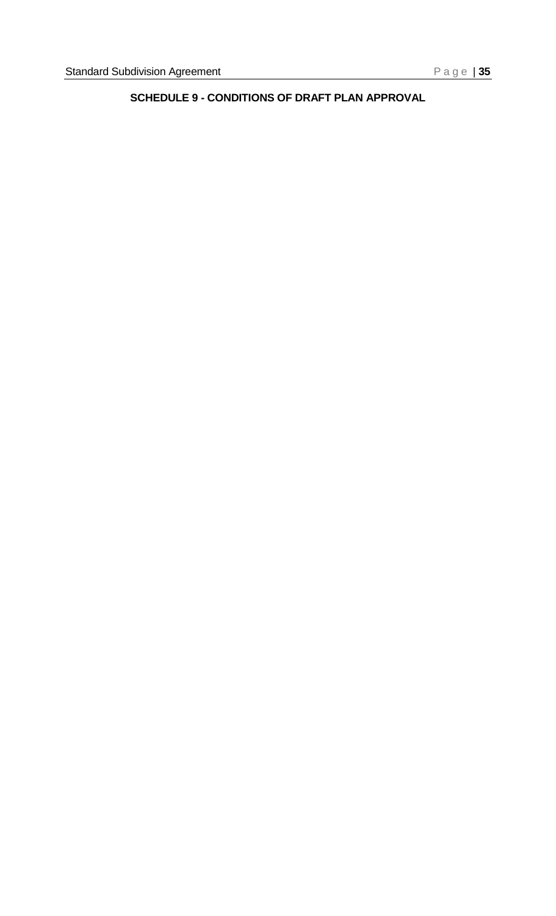**SCHEDULE 9 - CONDITIONS OF DRAFT PLAN APPROVAL**